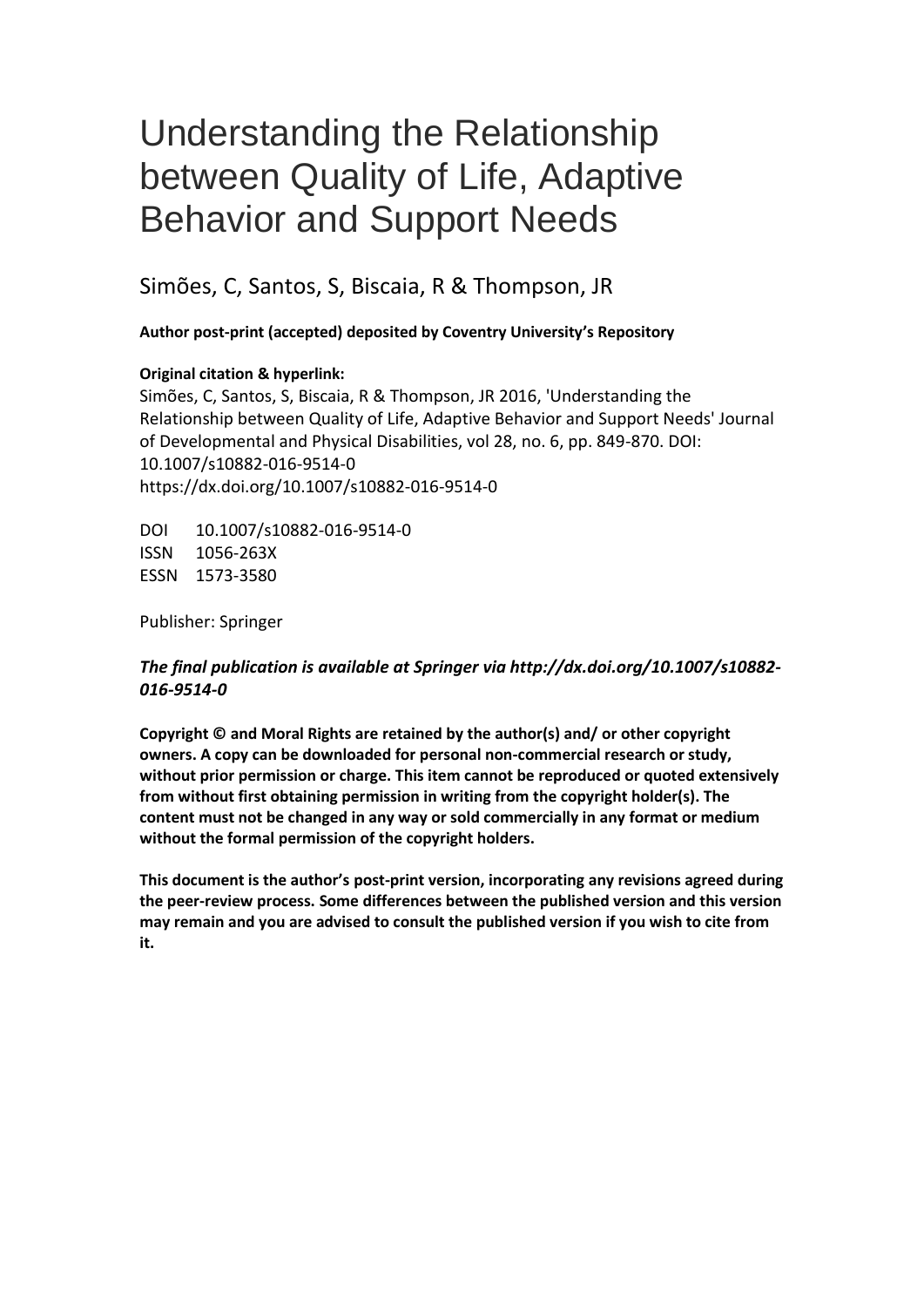# Understanding the Relationship between Quality of Life, Adaptive Behavior and Support Needs

Simões, C, Santos, S, Biscaia, R & Thompson, JR

**Author post-print (accepted) deposited by Coventry University's Repository**

**Original citation & hyperlink:**

Simões, C, Santos, S, Biscaia, R & Thompson, JR 2016, 'Understanding the Relationship between Quality of Life, Adaptive Behavior and Support Needs' Journal of Developmental and Physical Disabilities, vol 28, no. 6, pp. 849-870. DOI: 10.1007/s10882-016-9514-0
https://dx.doi.org/10.1007/s10882-016-9514-0

DOI 10.1007/s10882-016-9514-0
ISSN 1056-263X
ESSN 1573-3580

Publisher: Springer

***The final publication is available at Springer via http://dx.doi.org/10.1007/s10882-016-9514-0***

**Copyright © and Moral Rights are retained by the author(s) and/ or other copyright owners. A copy can be downloaded for personal non-commercial research or study, without prior permission or charge. This item cannot be reproduced or quoted extensively from without first obtaining permission in writing from the copyright holder(s). The content must not be changed in any way or sold commercially in any format or medium without the formal permission of the copyright holders.**

**This document is the author's post-print version, incorporating any revisions agreed during the peer-review process. Some differences between the published version and this version may remain and you are advised to consult the published version if you wish to cite from it.**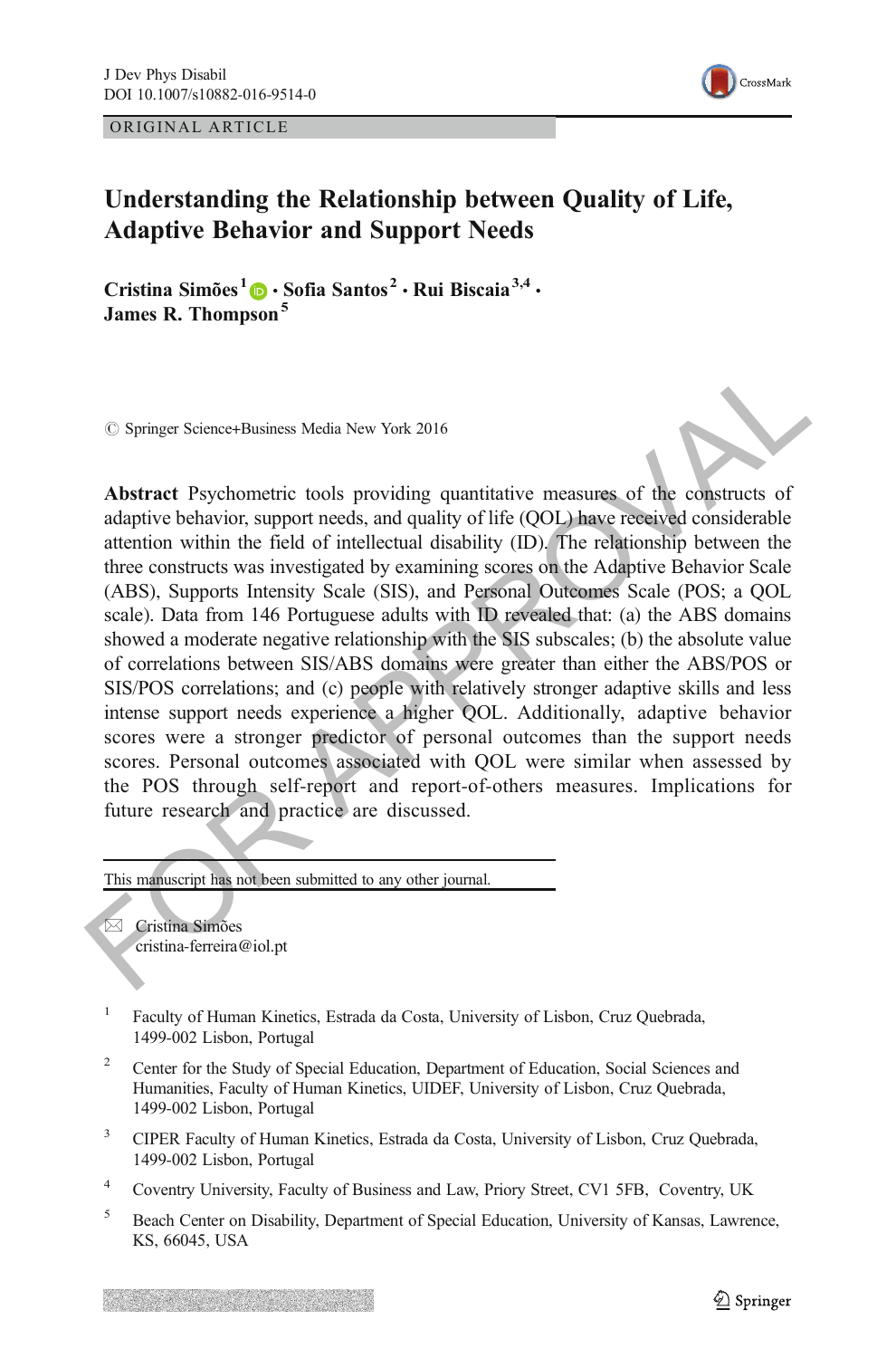ORIGINAL ARTICLE

# Understanding the Relationship between Quality of Life, Adaptive Behavior and Support Needs

**Cristina Simões**[1] **· Sofia Santos**[2] **· Rui Biscaia**[3,4] **· James R. Thompson**[5]

© Springer Science+Business Media New York 2016

**Abstract** Psychometric tools providing quantitative measures of the constructs of adaptive behavior, support needs, and quality of life (QOL) have received considerable attention within the field of intellectual disability (ID). The relationship between the three constructs was investigated by examining scores on the Adaptive Behavior Scale (ABS), Supports Intensity Scale (SIS), and Personal Outcomes Scale (POS; a QOL scale). Data from 146 Portuguese adults with ID revealed that: (a) the ABS domains showed a moderate negative relationship with the SIS subscales; (b) the absolute value of correlations between SIS/ABS domains were greater than either the ABS/POS or SIS/POS correlations; and (c) people with relatively stronger adaptive skills and less intense support needs experience a higher QOL. Additionally, adaptive behavior scores were a stronger predictor of personal outcomes than the support needs scores. Personal outcomes associated with QOL were similar when assessed by the POS through self-report and report-of-others measures. Implications for future research and practice are discussed.

This manuscript has not been submitted to any other journal.

✉ Cristina Simões
cristina-ferreira@iol.pt

[1] Faculty of Human Kinetics, Estrada da Costa, University of Lisbon, Cruz Quebrada, 1499-002 Lisbon, Portugal

[2] Center for the Study of Special Education, Department of Education, Social Sciences and Humanities, Faculty of Human Kinetics, UIDEF, University of Lisbon, Cruz Quebrada, 1499-002 Lisbon, Portugal

[3] CIPER Faculty of Human Kinetics, Estrada da Costa, University of Lisbon, Cruz Quebrada, 1499-002 Lisbon, Portugal

[4] Coventry University, Faculty of Business and Law, Priory Street, CV1 5FB, Coventry, UK

[5] Beach Center on Disability, Department of Special Education, University of Kansas, Lawrence, KS, 66045, USA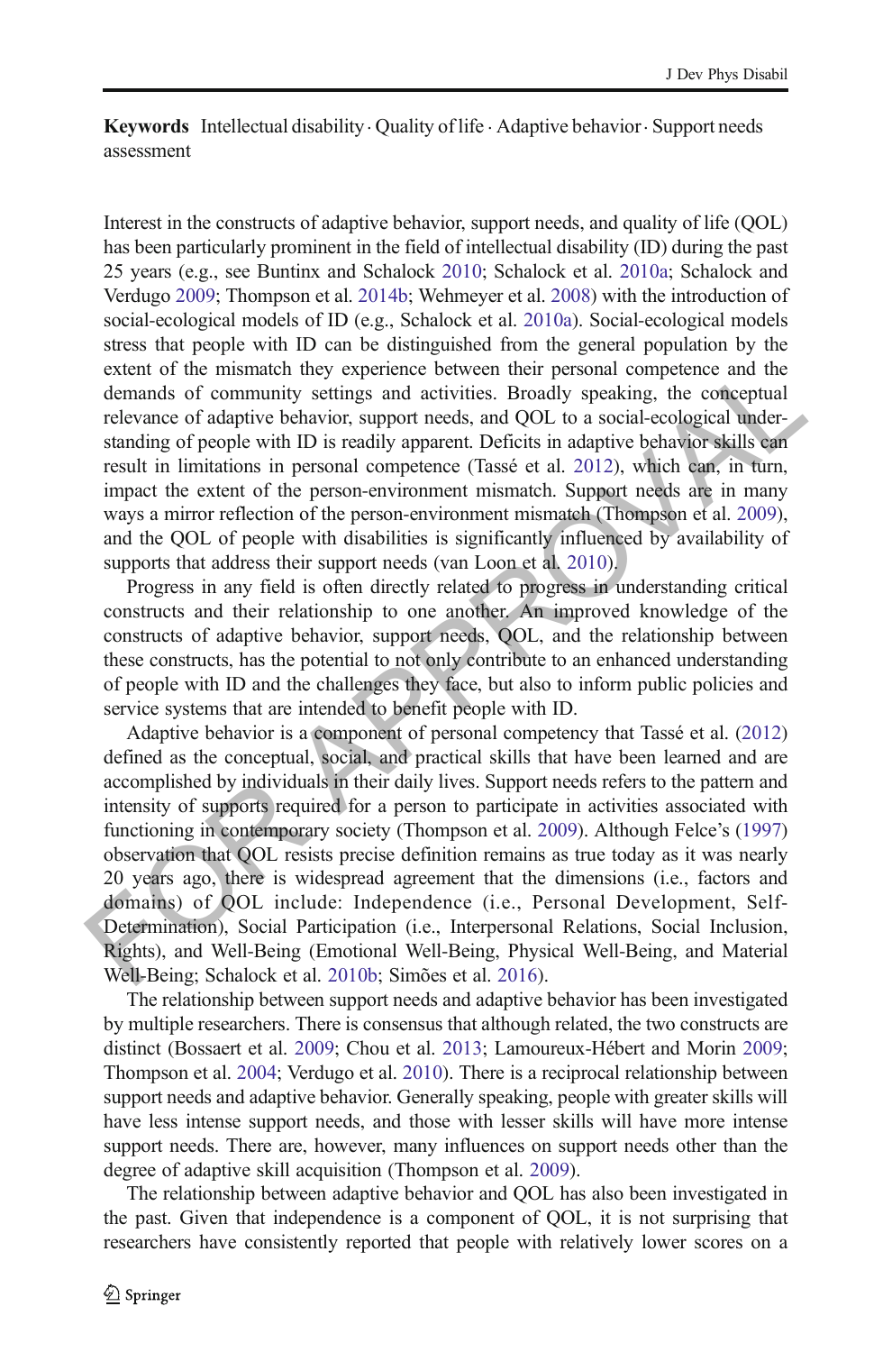**Keywords** Intellectual disability · Quality of life · Adaptive behavior · Support needs assessment

Interest in the constructs of adaptive behavior, support needs, and quality of life (QOL) has been particularly prominent in the field of intellectual disability (ID) during the past 25 years (e.g., see Buntinx and Schalock 2010; Schalock et al. 2010a; Schalock and Verdugo 2009; Thompson et al. 2014b; Wehmeyer et al. 2008) with the introduction of social-ecological models of ID (e.g., Schalock et al. 2010a). Social-ecological models stress that people with ID can be distinguished from the general population by the extent of the mismatch they experience between their personal competence and the demands of community settings and activities. Broadly speaking, the conceptual relevance of adaptive behavior, support needs, and QOL to a social-ecological understanding of people with ID is readily apparent. Deficits in adaptive behavior skills can result in limitations in personal competence (Tassé et al. 2012), which can, in turn, impact the extent of the person-environment mismatch. Support needs are in many ways a mirror reflection of the person-environment mismatch (Thompson et al. 2009), and the QOL of people with disabilities is significantly influenced by availability of supports that address their support needs (van Loon et al. 2010).

Progress in any field is often directly related to progress in understanding critical constructs and their relationship to one another. An improved knowledge of the constructs of adaptive behavior, support needs, QOL, and the relationship between these constructs, has the potential to not only contribute to an enhanced understanding of people with ID and the challenges they face, but also to inform public policies and service systems that are intended to benefit people with ID.

Adaptive behavior is a component of personal competency that Tassé et al. (2012) defined as the conceptual, social, and practical skills that have been learned and are accomplished by individuals in their daily lives. Support needs refers to the pattern and intensity of supports required for a person to participate in activities associated with functioning in contemporary society (Thompson et al. 2009). Although Felce's (1997) observation that QOL resists precise definition remains as true today as it was nearly 20 years ago, there is widespread agreement that the dimensions (i.e., factors and domains) of QOL include: Independence (i.e., Personal Development, Self-Determination), Social Participation (i.e., Interpersonal Relations, Social Inclusion, Rights), and Well-Being (Emotional Well-Being, Physical Well-Being, and Material Well-Being; Schalock et al. 2010b; Simões et al. 2016).

The relationship between support needs and adaptive behavior has been investigated by multiple researchers. There is consensus that although related, the two constructs are distinct (Bossaert et al. 2009; Chou et al. 2013; Lamoureux-Hébert and Morin 2009; Thompson et al. 2004; Verdugo et al. 2010). There is a reciprocal relationship between support needs and adaptive behavior. Generally speaking, people with greater skills will have less intense support needs, and those with lesser skills will have more intense support needs. There are, however, many influences on support needs other than the degree of adaptive skill acquisition (Thompson et al. 2009).

The relationship between adaptive behavior and QOL has also been investigated in the past. Given that independence is a component of QOL, it is not surprising that researchers have consistently reported that people with relatively lower scores on a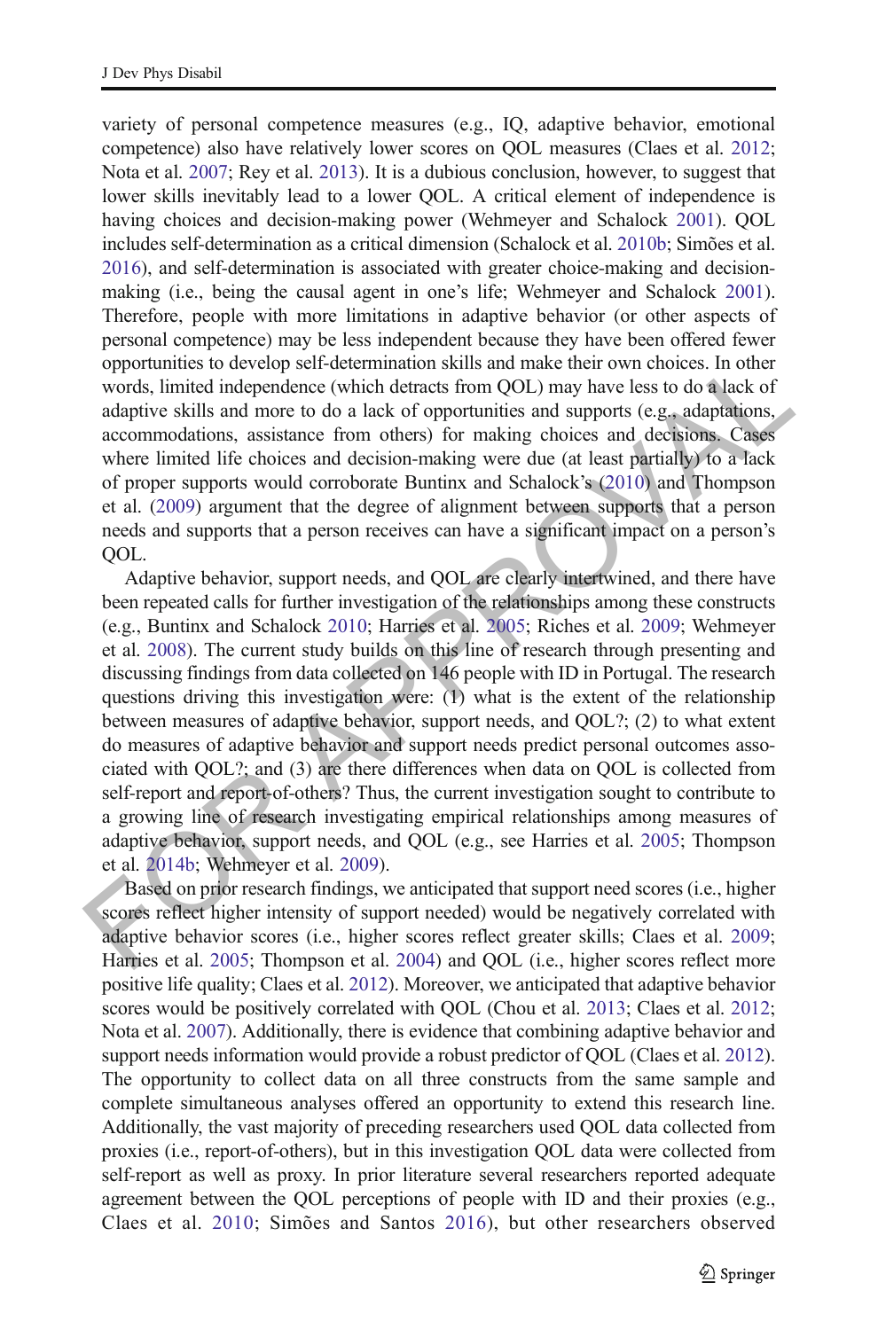variety of personal competence measures (e.g., IQ, adaptive behavior, emotional competence) also have relatively lower scores on QOL measures (Claes et al. 2012; Nota et al. 2007; Rey et al. 2013). It is a dubious conclusion, however, to suggest that lower skills inevitably lead to a lower QOL. A critical element of independence is having choices and decision-making power (Wehmeyer and Schalock 2001). QOL includes self-determination as a critical dimension (Schalock et al. 2010b; Simões et al. 2016), and self-determination is associated with greater choice-making and decision-making (i.e., being the causal agent in one's life; Wehmeyer and Schalock 2001). Therefore, people with more limitations in adaptive behavior (or other aspects of personal competence) may be less independent because they have been offered fewer opportunities to develop self-determination skills and make their own choices. In other words, limited independence (which detracts from QOL) may have less to do a lack of adaptive skills and more to do a lack of opportunities and supports (e.g., adaptations, accommodations, assistance from others) for making choices and decisions. Cases where limited life choices and decision-making were due (at least partially) to a lack of proper supports would corroborate Buntinx and Schalock's (2010) and Thompson et al. (2009) argument that the degree of alignment between supports that a person needs and supports that a person receives can have a significant impact on a person's QOL.

Adaptive behavior, support needs, and QOL are clearly intertwined, and there have been repeated calls for further investigation of the relationships among these constructs (e.g., Buntinx and Schalock 2010; Harries et al. 2005; Riches et al. 2009; Wehmeyer et al. 2008). The current study builds on this line of research through presenting and discussing findings from data collected on 146 people with ID in Portugal. The research questions driving this investigation were: (1) what is the extent of the relationship between measures of adaptive behavior, support needs, and QOL?; (2) to what extent do measures of adaptive behavior and support needs predict personal outcomes associated with QOL?; and (3) are there differences when data on QOL is collected from self-report and report-of-others? Thus, the current investigation sought to contribute to a growing line of research investigating empirical relationships among measures of adaptive behavior, support needs, and QOL (e.g., see Harries et al. 2005; Thompson et al. 2014b; Wehmeyer et al. 2009).

Based on prior research findings, we anticipated that support need scores (i.e., higher scores reflect higher intensity of support needed) would be negatively correlated with adaptive behavior scores (i.e., higher scores reflect greater skills; Claes et al. 2009; Harries et al. 2005; Thompson et al. 2004) and QOL (i.e., higher scores reflect more positive life quality; Claes et al. 2012). Moreover, we anticipated that adaptive behavior scores would be positively correlated with QOL (Chou et al. 2013; Claes et al. 2012; Nota et al. 2007). Additionally, there is evidence that combining adaptive behavior and support needs information would provide a robust predictor of QOL (Claes et al. 2012). The opportunity to collect data on all three constructs from the same sample and complete simultaneous analyses offered an opportunity to extend this research line. Additionally, the vast majority of preceding researchers used QOL data collected from proxies (i.e., report-of-others), but in this investigation QOL data were collected from self-report as well as proxy. In prior literature several researchers reported adequate agreement between the QOL perceptions of people with ID and their proxies (e.g., Claes et al. 2010; Simões and Santos 2016), but other researchers observed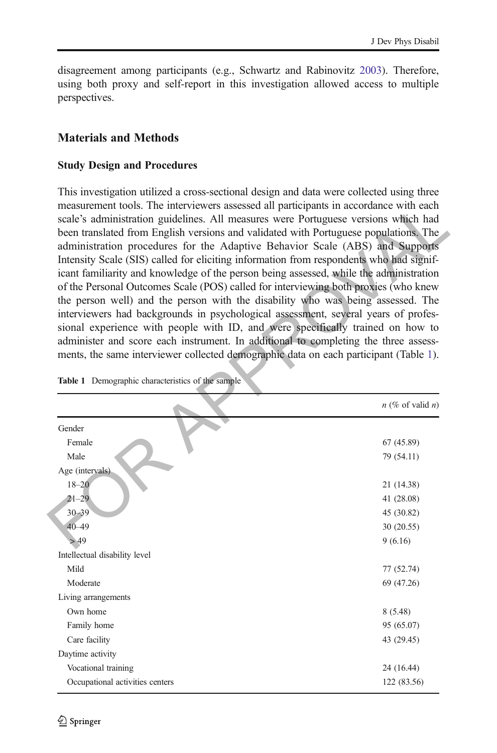disagreement among participants (e.g., Schwartz and Rabinovitz 2003). Therefore, using both proxy and self-report in this investigation allowed access to multiple perspectives.

## Materials and Methods

### Study Design and Procedures

This investigation utilized a cross-sectional design and data were collected using three measurement tools. The interviewers assessed all participants in accordance with each scale's administration guidelines. All measures were Portuguese versions which had been translated from English versions and validated with Portuguese populations. The administration procedures for the Adaptive Behavior Scale (ABS) and Supports Intensity Scale (SIS) called for eliciting information from respondents who had significant familiarity and knowledge of the person being assessed, while the administration of the Personal Outcomes Scale (POS) called for interviewing both proxies (who knew the person well) and the person with the disability who was being assessed. The interviewers had backgrounds in psychological assessment, several years of professional experience with people with ID, and were specifically trained on how to administer and score each instrument. In additional to completing the three assessments, the same interviewer collected demographic data on each participant (Table 1).

**Table 1** Demographic characteristics of the sample

| | *n* (% of valid *n*) |
|---|---|
| Gender | |
| Female | 67 (45.89) |
| Male | 79 (54.11) |
| Age (intervals) | |
| 18–20 | 21 (14.38) |
| 21–29 | 41 (28.08) |
| 30–39 | 45 (30.82) |
| 40–49 | 30 (20.55) |
| > 49 | 9 (6.16) |
| Intellectual disability level | |
| Mild | 77 (52.74) |
| Moderate | 69 (47.26) |
| Living arrangements | |
| Own home | 8 (5.48) |
| Family home | 95 (65.07) |
| Care facility | 43 (29.45) |
| Daytime activity | |
| Vocational training | 24 (16.44) |
| Occupational activities centers | 122 (83.56) |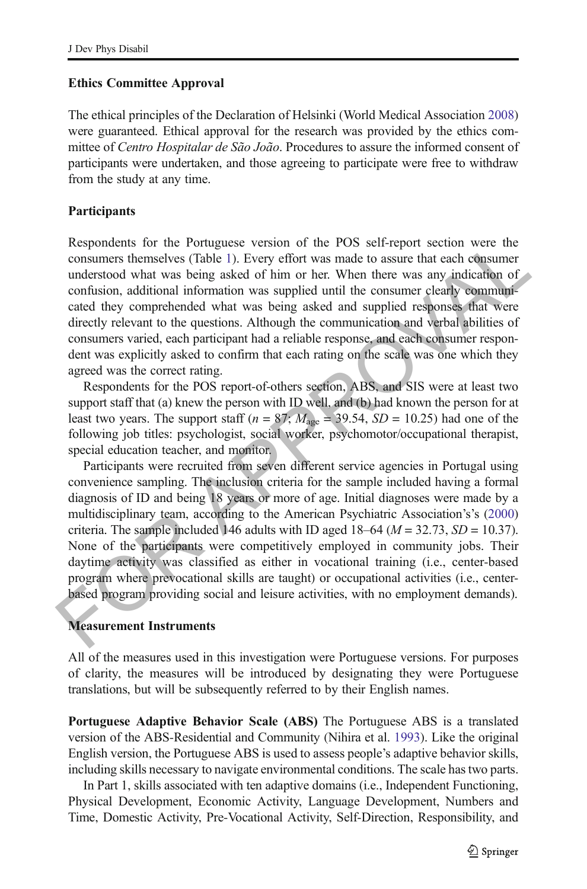### Ethics Committee Approval

The ethical principles of the Declaration of Helsinki (World Medical Association 2008) were guaranteed. Ethical approval for the research was provided by the ethics committee of *Centro Hospitalar de São João*. Procedures to assure the informed consent of participants were undertaken, and those agreeing to participate were free to withdraw from the study at any time.

### Participants

Respondents for the Portuguese version of the POS self-report section were the consumers themselves (Table 1). Every effort was made to assure that each consumer understood what was being asked of him or her. When there was any indication of confusion, additional information was supplied until the consumer clearly communicated they comprehended what was being asked and supplied responses that were directly relevant to the questions. Although the communication and verbal abilities of consumers varied, each participant had a reliable response, and each consumer respondent was explicitly asked to confirm that each rating on the scale was one which they agreed was the correct rating.

Respondents for the POS report-of-others section, ABS, and SIS were at least two support staff that (a) knew the person with ID well, and (b) had known the person for at least two years. The support staff ($n = 87$; $M_{age} = 39.54$, $SD = 10.25$) had one of the following job titles: psychologist, social worker, psychomotor/occupational therapist, special education teacher, and monitor.

Participants were recruited from seven different service agencies in Portugal using convenience sampling. The inclusion criteria for the sample included having a formal diagnosis of ID and being 18 years or more of age. Initial diagnoses were made by a multidisciplinary team, according to the American Psychiatric Association's's (2000) criteria. The sample included 146 adults with ID aged 18–64 ($M = 32.73$, $SD = 10.37$). None of the participants were competitively employed in community jobs. Their daytime activity was classified as either in vocational training (i.e., center-based program where prevocational skills are taught) or occupational activities (i.e., center-based program providing social and leisure activities, with no employment demands).

### Measurement Instruments

All of the measures used in this investigation were Portuguese versions. For purposes of clarity, the measures will be introduced by designating they were Portuguese translations, but will be subsequently referred to by their English names.

**Portuguese Adaptive Behavior Scale (ABS)** The Portuguese ABS is a translated version of the ABS-Residential and Community (Nihira et al. 1993). Like the original English version, the Portuguese ABS is used to assess people's adaptive behavior skills, including skills necessary to navigate environmental conditions. The scale has two parts.

In Part 1, skills associated with ten adaptive domains (i.e., Independent Functioning, Physical Development, Economic Activity, Language Development, Numbers and Time, Domestic Activity, Pre-Vocational Activity, Self-Direction, Responsibility, and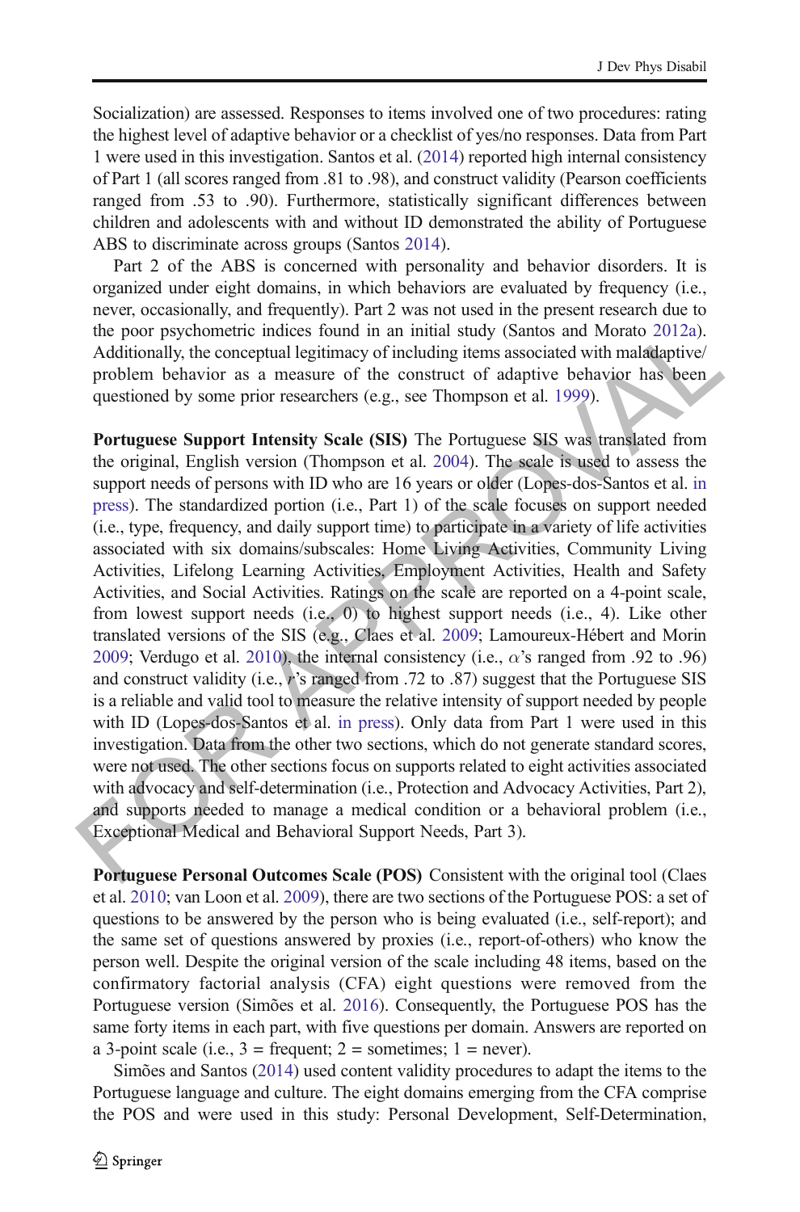Socialization) are assessed. Responses to items involved one of two procedures: rating the highest level of adaptive behavior or a checklist of yes/no responses. Data from Part 1 were used in this investigation. Santos et al. (2014) reported high internal consistency of Part 1 (all scores ranged from .81 to .98), and construct validity (Pearson coefficients ranged from .53 to .90). Furthermore, statistically significant differences between children and adolescents with and without ID demonstrated the ability of Portuguese ABS to discriminate across groups (Santos 2014).

Part 2 of the ABS is concerned with personality and behavior disorders. It is organized under eight domains, in which behaviors are evaluated by frequency (i.e., never, occasionally, and frequently). Part 2 was not used in the present research due to the poor psychometric indices found in an initial study (Santos and Morato 2012a). Additionally, the conceptual legitimacy of including items associated with maladaptive/problem behavior as a measure of the construct of adaptive behavior has been questioned by some prior researchers (e.g., see Thompson et al. 1999).

**Portuguese Support Intensity Scale (SIS)** The Portuguese SIS was translated from the original, English version (Thompson et al. 2004). The scale is used to assess the support needs of persons with ID who are 16 years or older (Lopes-dos-Santos et al. in press). The standardized portion (i.e., Part 1) of the scale focuses on support needed (i.e., type, frequency, and daily support time) to participate in a variety of life activities associated with six domains/subscales: Home Living Activities, Community Living Activities, Lifelong Learning Activities, Employment Activities, Health and Safety Activities, and Social Activities. Ratings on the scale are reported on a 4-point scale, from lowest support needs (i.e., 0) to highest support needs (i.e., 4). Like other translated versions of the SIS (e.g., Claes et al. 2009; Lamoureux-Hébert and Morin 2009; Verdugo et al. 2010), the internal consistency (i.e., $\alpha$'s ranged from .92 to .96) and construct validity (i.e., $r$'s ranged from .72 to .87) suggest that the Portuguese SIS is a reliable and valid tool to measure the relative intensity of support needed by people with ID (Lopes-dos-Santos et al. in press). Only data from Part 1 were used in this investigation. Data from the other two sections, which do not generate standard scores, were not used. The other sections focus on supports related to eight activities associated with advocacy and self-determination (i.e., Protection and Advocacy Activities, Part 2), and supports needed to manage a medical condition or a behavioral problem (i.e., Exceptional Medical and Behavioral Support Needs, Part 3).

**Portuguese Personal Outcomes Scale (POS)** Consistent with the original tool (Claes et al. 2010; van Loon et al. 2009), there are two sections of the Portuguese POS: a set of questions to be answered by the person who is being evaluated (i.e., self-report); and the same set of questions answered by proxies (i.e., report-of-others) who know the person well. Despite the original version of the scale including 48 items, based on the confirmatory factorial analysis (CFA) eight questions were removed from the Portuguese version (Simões et al. 2016). Consequently, the Portuguese POS has the same forty items in each part, with five questions per domain. Answers are reported on a 3-point scale (i.e., 3 = frequent; 2 = sometimes; 1 = never).

Simões and Santos (2014) used content validity procedures to adapt the items to the Portuguese language and culture. The eight domains emerging from the CFA comprise the POS and were used in this study: Personal Development, Self-Determination,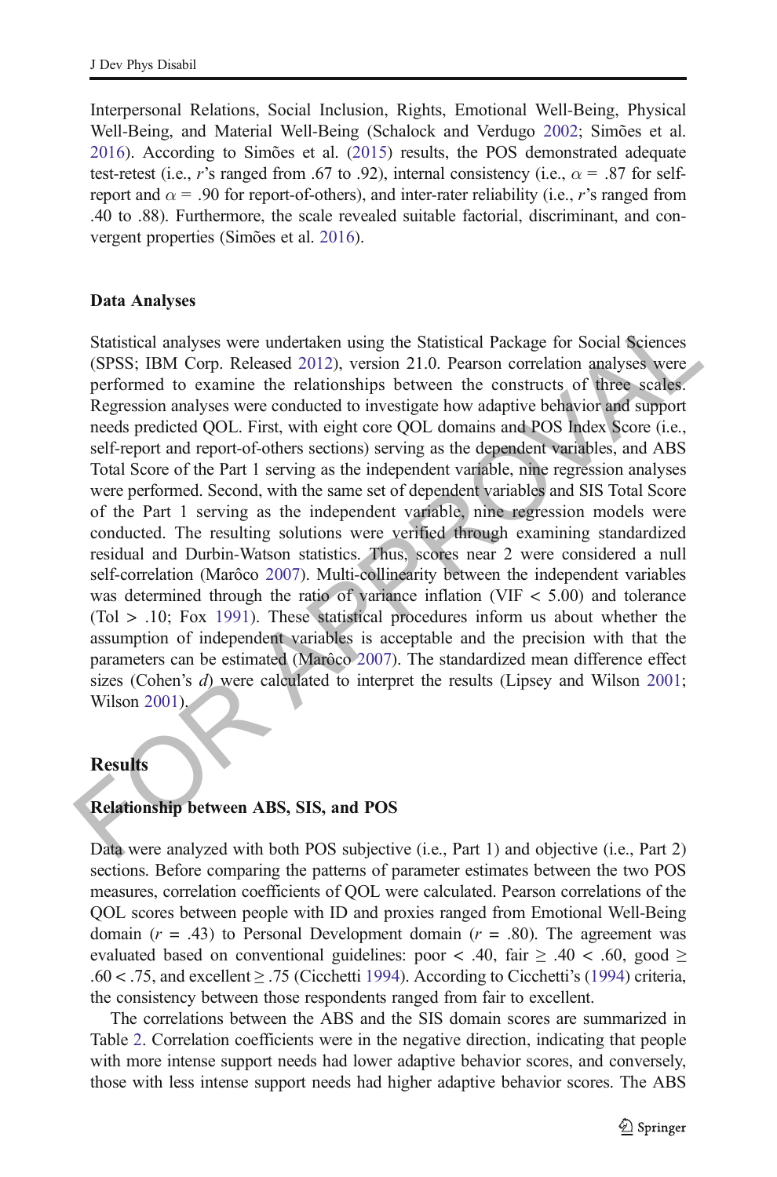Interpersonal Relations, Social Inclusion, Rights, Emotional Well-Being, Physical Well-Being, and Material Well-Being (Schalock and Verdugo 2002; Simões et al. 2016). According to Simões et al. (2015) results, the POS demonstrated adequate test-retest (i.e., $r$'s ranged from .67 to .92), internal consistency (i.e., $\alpha$ = .87 for self-report and $\alpha$ = .90 for report-of-others), and inter-rater reliability (i.e., $r$'s ranged from .40 to .88). Furthermore, the scale revealed suitable factorial, discriminant, and convergent properties (Simões et al. 2016).

### Data Analyses

Statistical analyses were undertaken using the Statistical Package for Social Sciences (SPSS; IBM Corp. Released 2012), version 21.0. Pearson correlation analyses were performed to examine the relationships between the constructs of three scales. Regression analyses were conducted to investigate how adaptive behavior and support needs predicted QOL. First, with eight core QOL domains and POS Index Score (i.e., self-report and report-of-others sections) serving as the dependent variables, and ABS Total Score of the Part 1 serving as the independent variable, nine regression analyses were performed. Second, with the same set of dependent variables and SIS Total Score of the Part 1 serving as the independent variable, nine regression models were conducted. The resulting solutions were verified through examining standardized residual and Durbin-Watson statistics. Thus, scores near 2 were considered a null self-correlation (Marôco 2007). Multi-collinearity between the independent variables was determined through the ratio of variance inflation (VIF < 5.00) and tolerance (Tol > .10; Fox 1991). These statistical procedures inform us about whether the assumption of independent variables is acceptable and the precision with that the parameters can be estimated (Marôco 2007). The standardized mean difference effect sizes (Cohen's $d$) were calculated to interpret the results (Lipsey and Wilson 2001; Wilson 2001).

## Results

### Relationship between ABS, SIS, and POS

Data were analyzed with both POS subjective (i.e., Part 1) and objective (i.e., Part 2) sections. Before comparing the patterns of parameter estimates between the two POS measures, correlation coefficients of QOL were calculated. Pearson correlations of the QOL scores between people with ID and proxies ranged from Emotional Well-Being domain ($r$ = .43) to Personal Development domain ($r$ = .80). The agreement was evaluated based on conventional guidelines: poor < .40, fair ≥ .40 < .60, good ≥ .60 < .75, and excellent ≥ .75 (Cicchetti 1994). According to Cicchetti's (1994) criteria, the consistency between those respondents ranged from fair to excellent.

The correlations between the ABS and the SIS domain scores are summarized in Table 2. Correlation coefficients were in the negative direction, indicating that people with more intense support needs had lower adaptive behavior scores, and conversely, those with less intense support needs had higher adaptive behavior scores. The ABS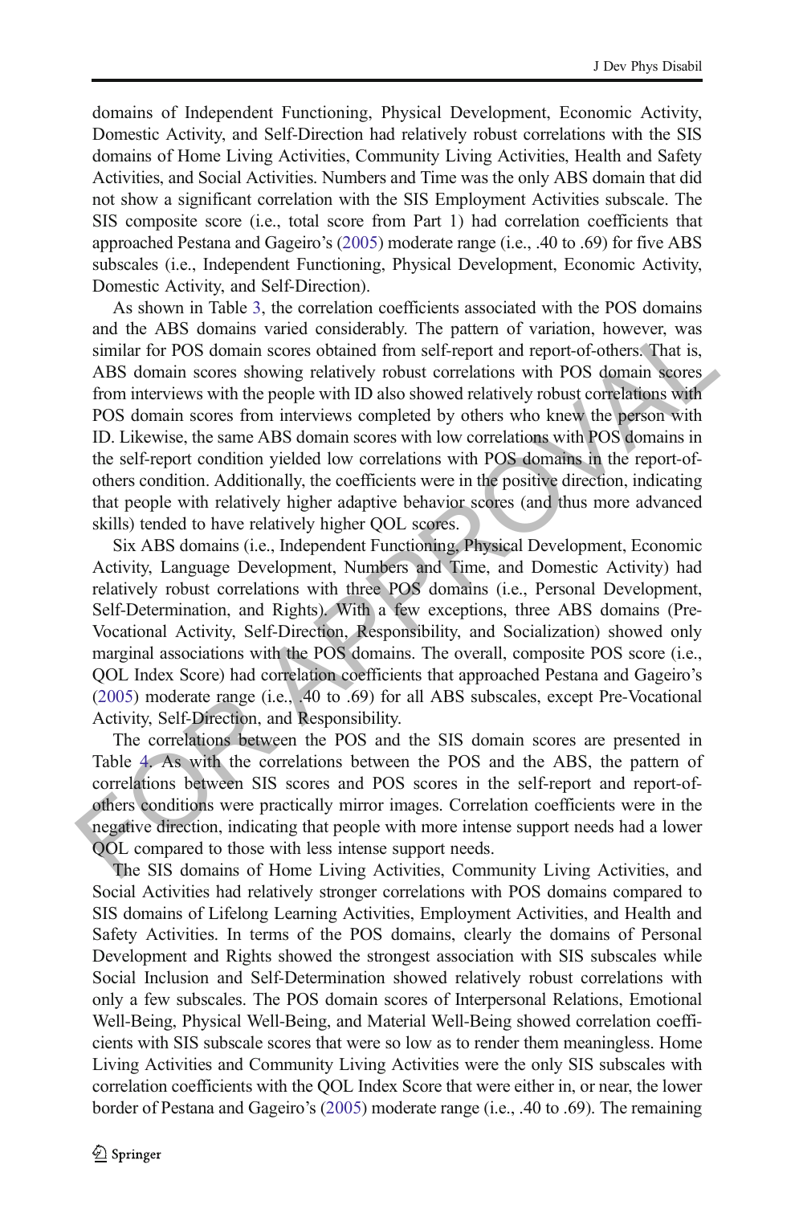domains of Independent Functioning, Physical Development, Economic Activity, Domestic Activity, and Self-Direction had relatively robust correlations with the SIS domains of Home Living Activities, Community Living Activities, Health and Safety Activities, and Social Activities. Numbers and Time was the only ABS domain that did not show a significant correlation with the SIS Employment Activities subscale. The SIS composite score (i.e., total score from Part 1) had correlation coefficients that approached Pestana and Gageiro's (2005) moderate range (i.e., .40 to .69) for five ABS subscales (i.e., Independent Functioning, Physical Development, Economic Activity, Domestic Activity, and Self-Direction).

As shown in Table 3, the correlation coefficients associated with the POS domains and the ABS domains varied considerably. The pattern of variation, however, was similar for POS domain scores obtained from self-report and report-of-others. That is, ABS domain scores showing relatively robust correlations with POS domain scores from interviews with the people with ID also showed relatively robust correlations with POS domain scores from interviews completed by others who knew the person with ID. Likewise, the same ABS domain scores with low correlations with POS domains in the self-report condition yielded low correlations with POS domains in the report-of-others condition. Additionally, the coefficients were in the positive direction, indicating that people with relatively higher adaptive behavior scores (and thus more advanced skills) tended to have relatively higher QOL scores.

Six ABS domains (i.e., Independent Functioning, Physical Development, Economic Activity, Language Development, Numbers and Time, and Domestic Activity) had relatively robust correlations with three POS domains (i.e., Personal Development, Self-Determination, and Rights). With a few exceptions, three ABS domains (Pre-Vocational Activity, Self-Direction, Responsibility, and Socialization) showed only marginal associations with the POS domains. The overall, composite POS score (i.e., QOL Index Score) had correlation coefficients that approached Pestana and Gageiro's (2005) moderate range (i.e., .40 to .69) for all ABS subscales, except Pre-Vocational Activity, Self-Direction, and Responsibility.

The correlations between the POS and the SIS domain scores are presented in Table 4. As with the correlations between the POS and the ABS, the pattern of correlations between SIS scores and POS scores in the self-report and report-of-others conditions were practically mirror images. Correlation coefficients were in the negative direction, indicating that people with more intense support needs had a lower QOL compared to those with less intense support needs.

The SIS domains of Home Living Activities, Community Living Activities, and Social Activities had relatively stronger correlations with POS domains compared to SIS domains of Lifelong Learning Activities, Employment Activities, and Health and Safety Activities. In terms of the POS domains, clearly the domains of Personal Development and Rights showed the strongest association with SIS subscales while Social Inclusion and Self-Determination showed relatively robust correlations with only a few subscales. The POS domain scores of Interpersonal Relations, Emotional Well-Being, Physical Well-Being, and Material Well-Being showed correlation coefficients with SIS subscale scores that were so low as to render them meaningless. Home Living Activities and Community Living Activities were the only SIS subscales with correlation coefficients with the QOL Index Score that were either in, or near, the lower border of Pestana and Gageiro's (2005) moderate range (i.e., .40 to .69). The remaining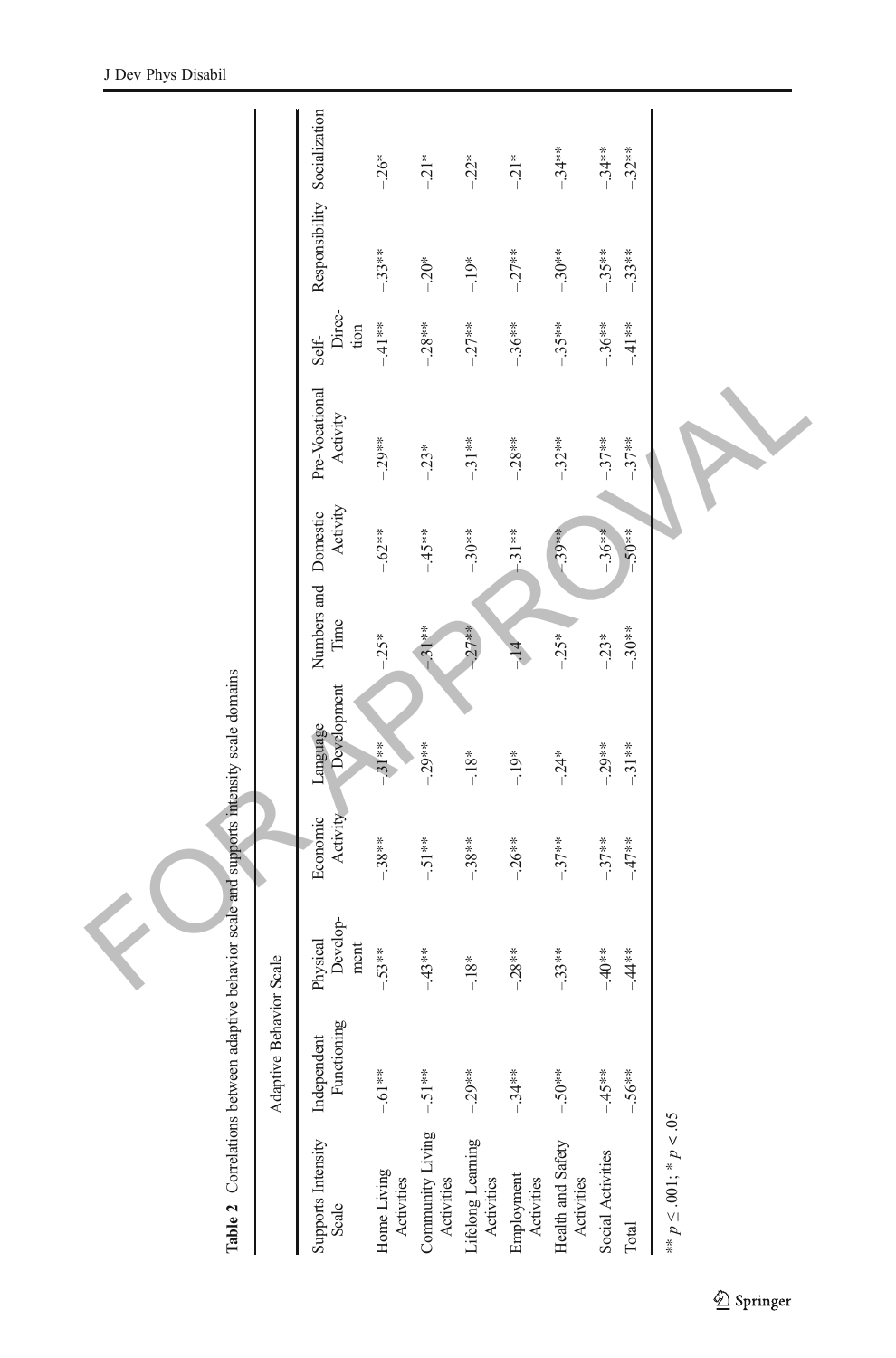**Table 2** Correlations between adaptive behavior scale and supports intensity scale domains

| Supports Intensity Scale | Adaptive Behavior Scale | | | | | | | | | |
|---|---|---|---|---|---|---|---|---|---|---|
| | Independent Functioning | Physical Development | Economic Activity | Language Development | Numbers and Time | Domestic Activity | Pre-Vocational Activity | Self-Direction | Responsibility | Socialization |
| Home Living Activities | -.61** | -.53** | -.38** | -.31** | -.25* | -.62** | -.29** | -.41** | -.33** | -.26* |
| Community Living Activities | -.51** | -.43** | -.51** | -.29** | -.31** | -.45** | -.23* | -.28** | -.20* | -.21* |
| Lifelong Learning Activities | -.29** | -.18* | -.38** | -.18* | -.27** | -.30** | -.31** | -.27** | -.19* | -.22* |
| Employment Activities | -.34** | -.28** | -.26** | -.19* | -.14 | -.31** | -.28** | -.36** | -.27** | -.21* |
| Health and Safety Activities | -.50** | -.33** | -.37** | -.24* | -.25* | -.39** | -.32** | -.35** | -.30** | -.34** |
| Social Activities | -.45** | -.40** | -.37** | -.29** | -.23* | -.36** | -.37** | -.36** | -.35** | -.34** |
| Total | -.56** | -.44** | -.47** | -.31** | -.30** | -.50** | -.37** | -.41** | -.33** | -.32** |

** $p \leq .001$; * $p < .05$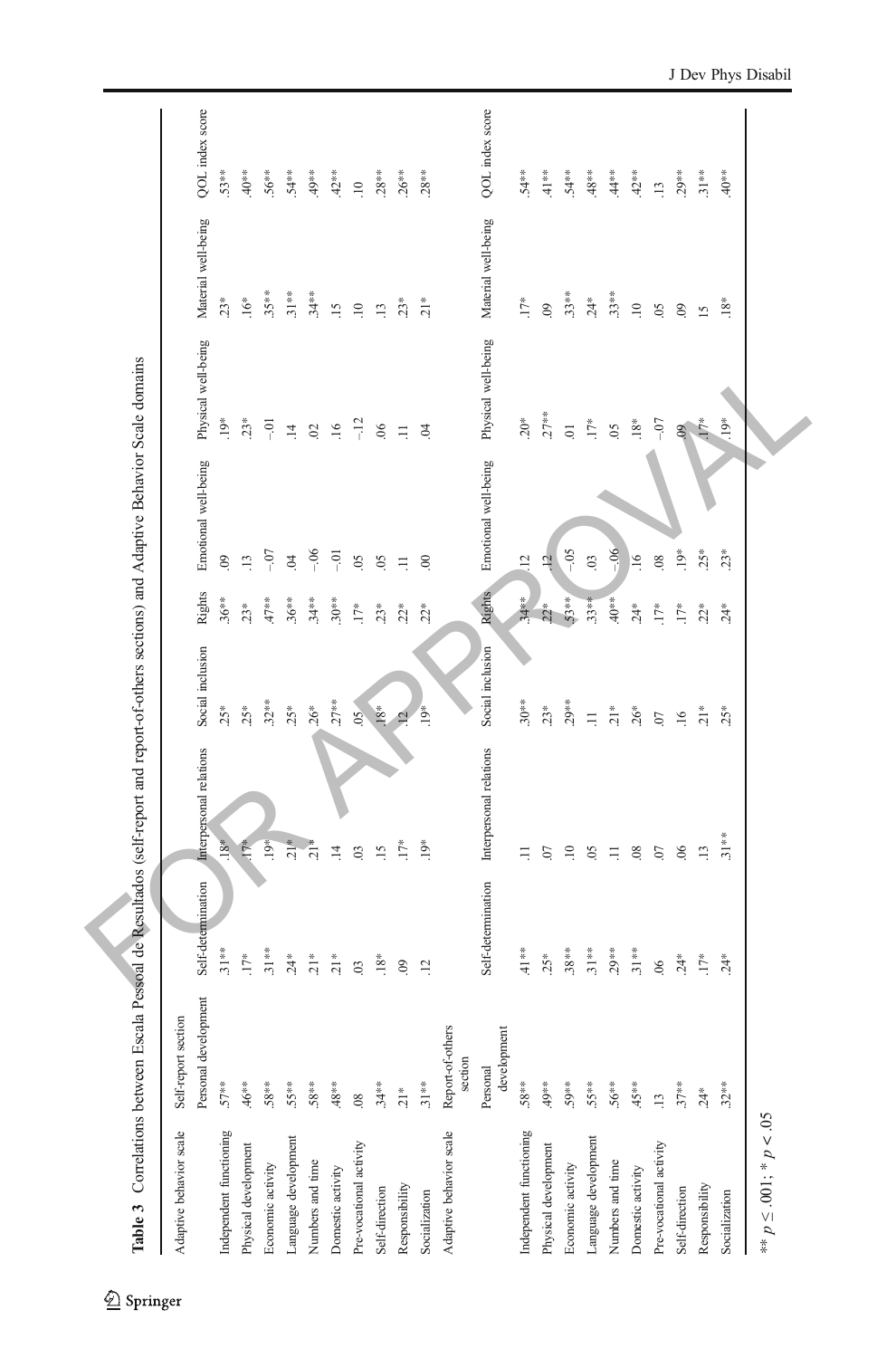**Table 3** Correlations between Escala Pessoal de Resultados (self-report and report-of-others sections) and Adaptive Behavior Scale domains

| Adaptive behavior scale | Self-report section | | | | | | | | |
|---|---|---|---|---|---|---|---|---|---|
| | Personal development | Self-determination | Interpersonal relations | Social inclusion | Rights | Emotional well-being | Physical well-being | Material well-being | QOL index score |
| Independent functioning | .57** | .31** | .18* | .25* | .36** | .09 | .19* | .23* | .53** |
| Physical development | .46** | .17* | .17* | .25* | .23* | .13 | .23* | .16* | .40** |
| Economic activity | .58** | .31** | .19* | .32** | .47** | −.07 | −.01 | .35** | .56** |
| Language development | .55** | .24* | .21* | .25* | .36** | .04 | .14 | .31** | .54** |
| Numbers and time | .58** | .21* | .21* | .26* | .34** | −.06 | .02 | .34** | .49** |
| Domestic activity | .48** | .21* | .14 | .27** | .30** | −.01 | .16 | .15 | .42** |
| Pre-vocational activity | .08 | .03 | .03 | .05 | .17* | .05 | −.12 | .10 | .10 |
| Self-direction | .34** | .18* | .15 | .18* | .23* | .05 | .06 | .13 | .28** |
| Responsibility | .21* | .09 | .17* | .12 | .22* | .11 | .11 | .23* | .26** |
| Socialization | .31** | .12 | .19* | .19* | .22* | .00 | .04 | .21* | .28** |
| **Adaptive behavior scale** | **Report-of-others section** | | | | | | | | |
| | Personal development | Self-determination | Interpersonal relations | Social inclusion | Rights | Emotional well-being | Physical well-being | Material well-being | QOL index score |
| Independent functioning | .58** | .41** | .11 | .30** | .34** | .12 | .20* | .17* | .54** |
| Physical development | .49** | .25* | .07 | .23* | .22* | .12 | .27** | .09 | .41** |
| Economic activity | .59** | .38** | .10 | .29** | .53** | −.05 | .01 | .33** | .54** |
| Language development | .55** | .31** | .05 | .11 | .33** | .03 | .17* | .24* | .48** |
| Numbers and time | .56** | .29** | .11 | .21* | .40** | −.06 | .05 | .33** | .44** |
| Domestic activity | .45** | .31** | .08 | .26* | .24* | .16 | .18* | .10 | .42** |
| Pre-vocational activity | .13 | .06 | .07 | .07 | .17* | .08 | −.07 | .05 | .13 |
| Self-direction | .37** | .24* | .06 | .16 | .17* | .19* | .09 | .09 | .29** |
| Responsibility | .24* | .17* | .13 | .21* | .22* | .25* | .17* | .15 | .31** |
| Socialization | .32** | .24* | .31** | .25* | .24* | .23* | .19* | .18* | .40** |

** $p \leq .001$; * $p < .05$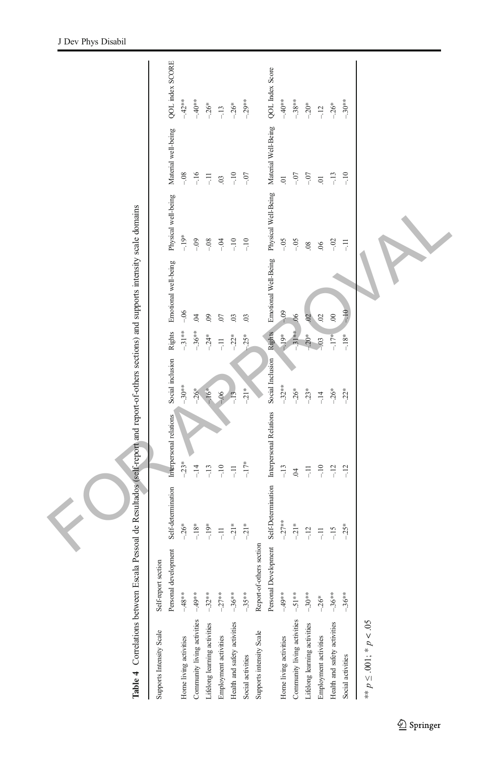**Table 4** Correlations between Escala Pessoal de Resultados (self-report and report-of-others sections) and supports intensity scale domains

| Supports Intensity Scale | Self-report section | | | | | | | | |
|---|---|---|---|---|---|---|---|---|---|
| | Personal development | Self-determination | Interpersonal relations | Social inclusion | Rights | Emotional well-being | Physical well-being | Material well-being | QOL index SCORE |
| Home living activities | -.48** | -.26* | -.23* | -.30** | -.31** | -.06 | -.19* | -.08 | -.42** |
| Community living activities | -.49** | -.18* | -.14 | -.26* | -.36** | .04 | -.09 | -.16 | -.40** |
| Lifelong learning activities | -.32** | -.19* | -.13 | -.16* | -.24* | .09 | -.08 | -.11 | -.26* |
| Employment activities | -.27** | -.11 | -.10 | -.06 | -.11 | .07 | -.04 | .03 | -.13 |
| Health and safety activities | -.36** | -.21* | -.11 | -.13 | -.22* | .03 | -.10 | -.10 | -.26* |
| Social activities | -.35** | -.21* | -.17* | -.21* | -.25* | .03 | -.10 | -.07 | -.29** |
| **Supports intensity Scale** | **Report-of-others section** | | | | | | | | |
| | Personal Development | Self-Determination | Interpersonal Relations | Social Inclusion | Rights | Emotional Well-Being | Physical Well-Being | Material Well-Being | QOL Index Score |
| Home living activities | -.49** | -.27** | -.13 | -.32** | -.19* | -.09 | -.05 | .01 | -.40** |
| Community living activities | -.51** | -.21* | .04 | -.26* | -.31** | .06 | -.05 | -.07 | -.38** |
| Lifelong learning activities | -.30** | -.12 | -.11 | -.23* | -.20* | .02 | .08 | -.07 | -.20* |
| Employment activities | -.26* | -.11 | -.10 | -.14 | -.03 | .02 | .06 | .01 | -.12 |
| Health and safety activities | -.36** | -.15 | -.12 | -.26* | -.17* | .00 | -.02 | -.13 | -.26* |
| Social activities | -.36** | -.25* | -.12 | -.22* | -.18* | -.10 | -.11 | -.10 | -.30** |

** $p \leq .001$; * $p < .05$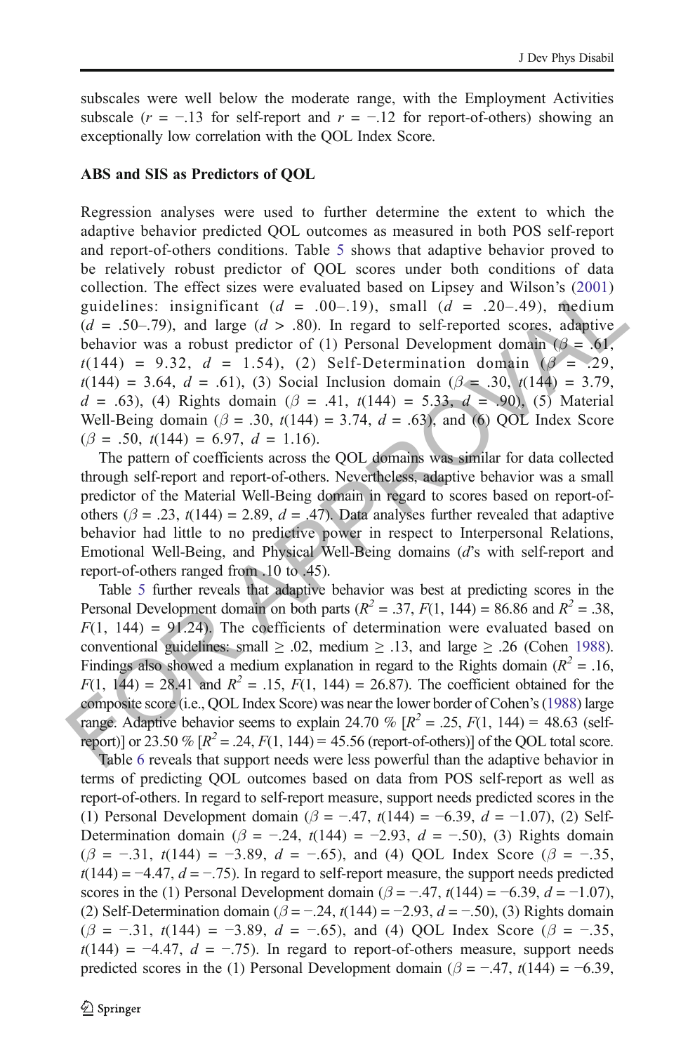subscales were well below the moderate range, with the Employment Activities subscale ($r = -.13$ for self-report and $r = -.12$ for report-of-others) showing an exceptionally low correlation with the QOL Index Score.

### ABS and SIS as Predictors of QOL

Regression analyses were used to further determine the extent to which the adaptive behavior predicted QOL outcomes as measured in both POS self-report and report-of-others conditions. Table 5 shows that adaptive behavior proved to be relatively robust predictor of QOL scores under both conditions of data collection. The effect sizes were evaluated based on Lipsey and Wilson's (2001) guidelines: insignificant ($d$ = .00–.19), small ($d$ = .20–.49), medium ($d$ = .50–.79), and large ($d$ > .80). In regard to self-reported scores, adaptive behavior was a robust predictor of (1) Personal Development domain ($\beta$ = .61, $t(144)$ = 9.32, $d$ = 1.54), (2) Self-Determination domain ($\beta$ = .29, $t(144)$ = 3.64, $d$ = .61), (3) Social Inclusion domain ($\beta$ = .30, $t(144)$ = 3.79, $d$ = .63), (4) Rights domain ($\beta$ = .41, $t(144)$ = 5.33, $d$ = .90), (5) Material Well-Being domain ($\beta$ = .30, $t(144)$ = 3.74, $d$ = .63), and (6) QOL Index Score ($\beta$ = .50, $t(144)$ = 6.97, $d$ = 1.16).

The pattern of coefficients across the QOL domains was similar for data collected through self-report and report-of-others. Nevertheless, adaptive behavior was a small predictor of the Material Well-Being domain in regard to scores based on report-of-others ($\beta$ = .23, $t(144)$ = 2.89, $d$ = .47). Data analyses further revealed that adaptive behavior had little to no predictive power in respect to Interpersonal Relations, Emotional Well-Being, and Physical Well-Being domains ($d$'s with self-report and report-of-others ranged from .10 to .45).

Table 5 further reveals that adaptive behavior was best at predicting scores in the Personal Development domain on both parts ($R^2$ = .37, $F(1, 144)$ = 86.86 and $R^2$ = .38, $F(1, 144)$ = 91.24). The coefficients of determination were evaluated based on conventional guidelines: small ≥ .02, medium ≥ .13, and large ≥ .26 (Cohen 1988). Findings also showed a medium explanation in regard to the Rights domain ($R^2$ = .16, $F(1, 144)$ = 28.41 and $R^2$ = .15, $F(1, 144)$ = 26.87). The coefficient obtained for the composite score (i.e., QOL Index Score) was near the lower border of Cohen's (1988) large range. Adaptive behavior seems to explain 24.70 % [$R^2$ = .25, $F(1, 144)$ = 48.63 (self-report)] or 23.50 % [$R^2$ = .24, $F(1, 144)$ = 45.56 (report-of-others)] of the QOL total score.

Table 6 reveals that support needs were less powerful than the adaptive behavior in terms of predicting QOL outcomes based on data from POS self-report as well as report-of-others. In regard to self-report measure, support needs predicted scores in the (1) Personal Development domain ($\beta$ = −.47, $t(144)$ = −6.39, $d$ = −1.07), (2) Self-Determination domain ($\beta$ = −.24, $t(144)$ = −2.93, $d$ = −.50), (3) Rights domain ($\beta$ = −.31, $t(144)$ = −3.89, $d$ = −.65), and (4) QOL Index Score ($\beta$ = −.35, $t(144)$ = −4.47, $d$ = −.75). In regard to self-report measure, the support needs predicted scores in the (1) Personal Development domain ($\beta$ = −.47, $t(144)$ = −6.39, $d$ = −1.07), (2) Self-Determination domain ($\beta$ = −.24, $t(144)$ = −2.93, $d$ = −.50), (3) Rights domain ($\beta$ = −.31, $t(144)$ = −3.89, $d$ = −.65), and (4) QOL Index Score ($\beta$ = −.35, $t(144)$ = −4.47, $d$ = −.75). In regard to report-of-others measure, support needs predicted scores in the (1) Personal Development domain ($\beta$ = −.47, $t(144)$ = −6.39,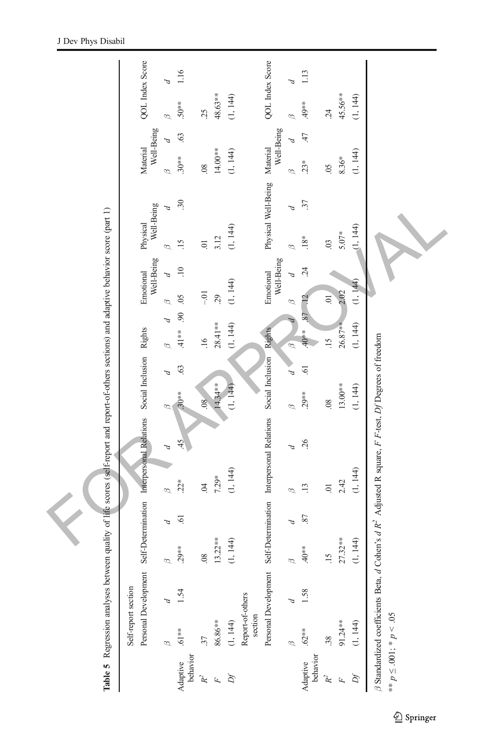**Table 5** Regression analyses between quality of life scores (self-report and report-of-others sections) and adaptive behavior score (part 1)

| | Self-report section | | | | | | | | | | | | | | | | | |
|---|---|---|---|---|---|---|---|---|---|---|---|---|---|---|---|---|---|---|
| | Personal Development | | Self-Determination | | Interpersonal Relations | | Social Inclusion | | Rights | | Emotional Well-Being | | Physical Well-Being | | Material Well-Being | | QOL Index Score | |
| | β | d | β | d | β | d | β | d | β | d | β | d | β | d | β | d | β | d |
| Adaptive behavior | .61** | 1.54 | .29** | .61 | .22* | .45 | .30** | .63 | .41** | .90 | .05 | .10 | .15 | .30 | .30** | .63 | .50** | 1.16 |
| $R^2$ | .37 | | .08 | | .04 | | .08 | | .16 | | −.01 | | .01 | | .08 | | .25 | |
| F | 86.86** | | 13.22** | | 7.29* | | 14.34** | | 28.41** | | .29 | | 3.12 | | 14.00** | | 48.63** | |
| Df | (1, 144) | | (1, 144) | | (1, 144) | | (1, 144) | | (1, 144) | | (1, 144) | | (1, 144) | | (1, 144) | | (1, 144) | |
| | Report-of-others section | | | | | | | | | | | | | | | | | |
| | Personal Development | | Self-Determination | | Interpersonal Relations | | Social Inclusion | | Rights | | Emotional Well-Being | | Physical Well-Being | | Material Well-Being | | QOL Index Score | |
| | β | d | β | d | β | d | β | d | β | d | β | d | β | d | β | d | β | d |
| Adaptive behavior | .62** | 1.58 | .40** | .87 | .13 | .26 | .29** | .61 | .40** | .87 | .12 | .24 | .18* | .37 | .23* | .47 | .49** | 1.13 |
| $R^2$ | .38 | | .15 | | .01 | | .08 | | .15 | | .01 | | .03 | | .05 | | .24 | |
| F | 91.24** | | 27.32** | | 2.42 | | 13.00** | | 26.87** | | 2.02 | | 5.07* | | 8.36* | | 45.56** | |
| Df | (1, 144) | | (1, 144) | | (1, 144) | | (1, 144) | | (1, 144) | | (1, 144) | | (1, 144) | | (1, 144) | | (1, 144) | |

β Standardized coefficients Beta, *d* Cohen's *d* $R^2$ Adjusted R square, *F* F-test, *Df* Degrees of freedom

** $p \leq .001$; * $p < .05$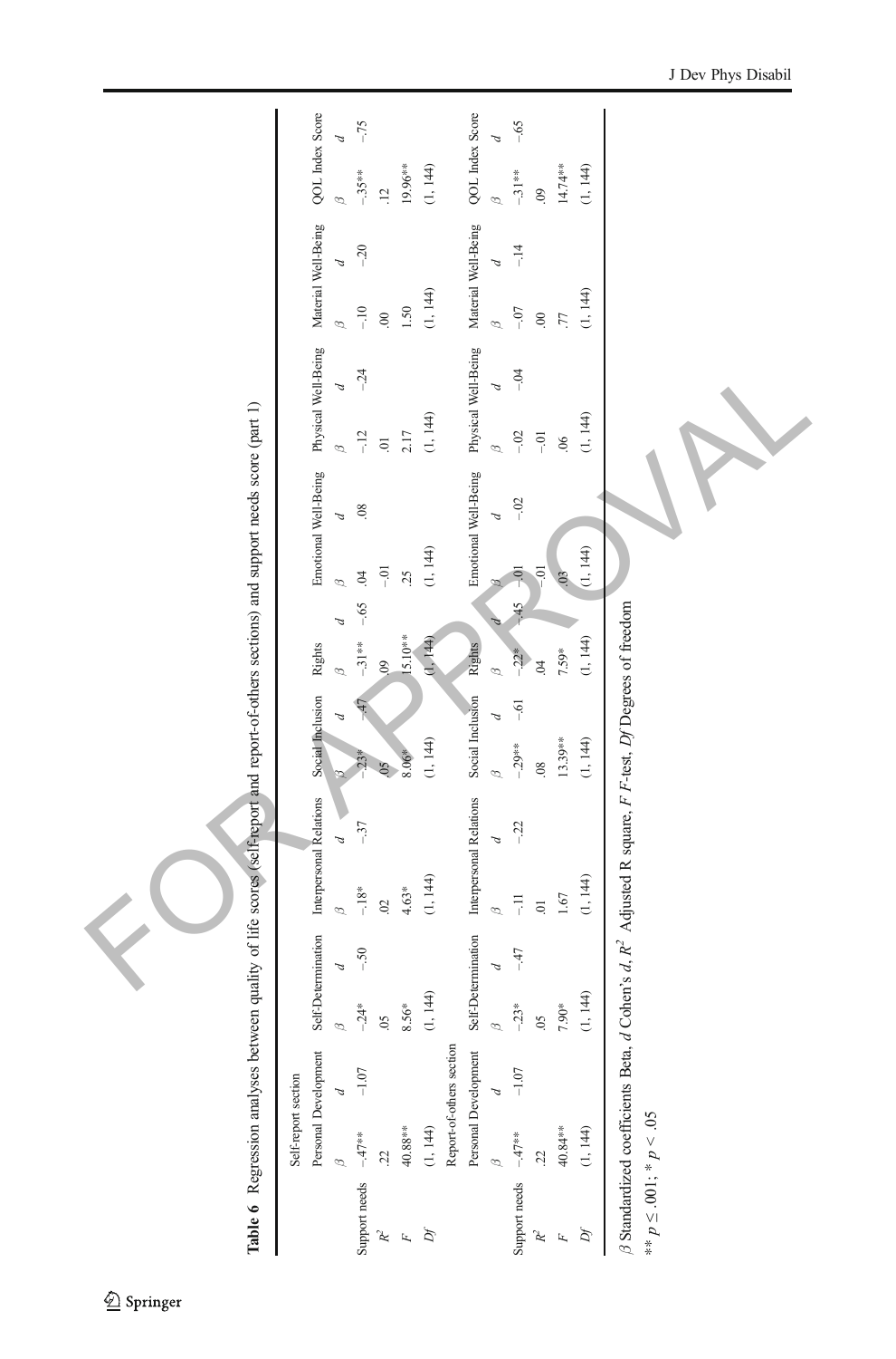**Table 6** Regression analyses between quality of life scores (self-report and report-of-others sections) and support needs score (part 1)

| | Self-report section | | | | | | | | | | | | | | | | | |
|---|---|---|---|---|---|---|---|---|---|---|---|---|---|---|---|---|---|---|
| | Personal Development | | Self-Determination | | Interpersonal Relations | | Social Inclusion | | Rights | | Emotional Well-Being | | Physical Well-Being | | Material Well-Being | | QOL Index Score | |
| | β | d | β | d | β | d | β | d | β | d | β | d | β | d | β | d | β | d |
| Support needs | -.47** | -1.07 | -.24* | -.50 | -.18* | -.37 | -.23* | -.47 | -.31** | -.65 | .04 | .08 | -.12 | -.24 | -.10 | -.20 | -.35** | -.75 |
| $R^2$ | .22 | | .05 | | .02 | | .05 | | .09 | | -.01 | | .01 | | .00 | | .12 | |
| F | 40.88** | | 8.56* | | 4.63* | | 8.06* | | 15.10** | | .25 | | 2.17 | | 1.50 | | 19.96** | |
| Df | (1, 144) | | (1, 144) | | (1, 144) | | (1, 144) | | (1, 144) | | (1, 144) | | (1, 144) | | (1, 144) | | (1, 144) | |
| | Report-of-others section | | | | | | | | | | | | | | | | | |
| | Personal Development | | Self-Determination | | Interpersonal Relations | | Social Inclusion | | Rights | | Emotional Well-Being | | Physical Well-Being | | Material Well-Being | | QOL Index Score | |
| | β | d | β | d | β | d | β | d | β | d | β | d | β | d | β | d | β | d |
| Support needs | -.47** | -1.07 | -.23* | -.47 | -.11 | -.22 | -.29** | -.61 | -.22* | -.45 | -.01 | -.02 | -.02 | -.04 | -.07 | -.14 | -.31** | -.65 |
| $R^2$ | .22 | | .05 | | .01 | | .08 | | .04 | | -.01 | | -.01 | | .00 | | .09 | |
| F | 40.84** | | 7.90* | | 1.67 | | 13.39** | | 7.59* | | .03 | | .06 | | .77 | | 14.74** | |
| Df | (1, 144) | | (1, 144) | | (1, 144) | | (1, 144) | | (1, 144) | | (1, 144) | | (1, 144) | | (1, 144) | | (1, 144) | |

β Standardized coefficients Beta, d Cohen's d, $R^2$ Adjusted R square, F F-test, Df Degrees of freedom

** $p \leq .001$; * $p < .05$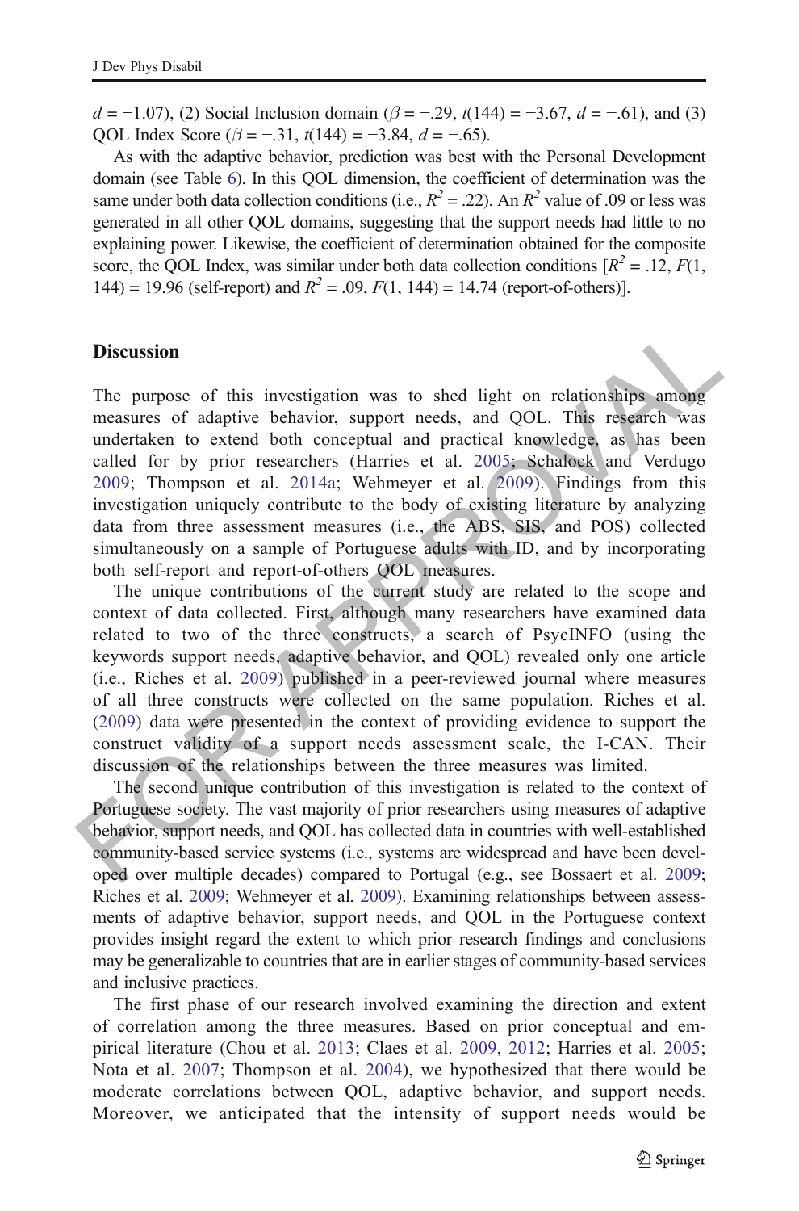$d = -1.07$), (2) Social Inclusion domain ($\beta = -.29$, $t(144) = -3.67$, $d = -.61$), and (3) QOL Index Score ($\beta = -.31$, $t(144) = -3.84$, $d = -.65$).

As with the adaptive behavior, prediction was best with the Personal Development domain (see Table 6). In this QOL dimension, the coefficient of determination was the same under both data collection conditions (i.e., $R^2 = .22$). An $R^2$ value of .09 or less was generated in all other QOL domains, suggesting that the support needs had little to no explaining power. Likewise, the coefficient of determination obtained for the composite score, the QOL Index, was similar under both data collection conditions [$R^2 = .12$, $F(1, 144) = 19.96$ (self-report) and $R^2 = .09$, $F(1, 144) = 14.74$ (report-of-others)].

## Discussion

The purpose of this investigation was to shed light on relationships among measures of adaptive behavior, support needs, and QOL. This research was undertaken to extend both conceptual and practical knowledge, as has been called for by prior researchers (Harries et al. 2005; Schalock and Verdugo 2009; Thompson et al. 2014a; Wehmeyer et al. 2009). Findings from this investigation uniquely contribute to the body of existing literature by analyzing data from three assessment measures (i.e., the ABS, SIS, and POS) collected simultaneously on a sample of Portuguese adults with ID, and by incorporating both self-report and report-of-others QOL measures.

The unique contributions of the current study are related to the scope and context of data collected. First, although many researchers have examined data related to two of the three constructs, a search of PsycINFO (using the keywords support needs, adaptive behavior, and QOL) revealed only one article (i.e., Riches et al. 2009) published in a peer-reviewed journal where measures of all three constructs were collected on the same population. Riches et al. (2009) data were presented in the context of providing evidence to support the construct validity of a support needs assessment scale, the I-CAN. Their discussion of the relationships between the three measures was limited.

The second unique contribution of this investigation is related to the context of Portuguese society. The vast majority of prior researchers using measures of adaptive behavior, support needs, and QOL has collected data in countries with well-established community-based service systems (i.e., systems are widespread and have been developed over multiple decades) compared to Portugal (e.g., see Bossaert et al. 2009; Riches et al. 2009; Wehmeyer et al. 2009). Examining relationships between assessments of adaptive behavior, support needs, and QOL in the Portuguese context provides insight regard the extent to which prior research findings and conclusions may be generalizable to countries that are in earlier stages of community-based services and inclusive practices.

The first phase of our research involved examining the direction and extent of correlation among the three measures. Based on prior conceptual and empirical literature (Chou et al. 2013; Claes et al. 2009, 2012; Harries et al. 2005; Nota et al. 2007; Thompson et al. 2004), we hypothesized that there would be moderate correlations between QOL, adaptive behavior, and support needs. Moreover, we anticipated that the intensity of support needs would be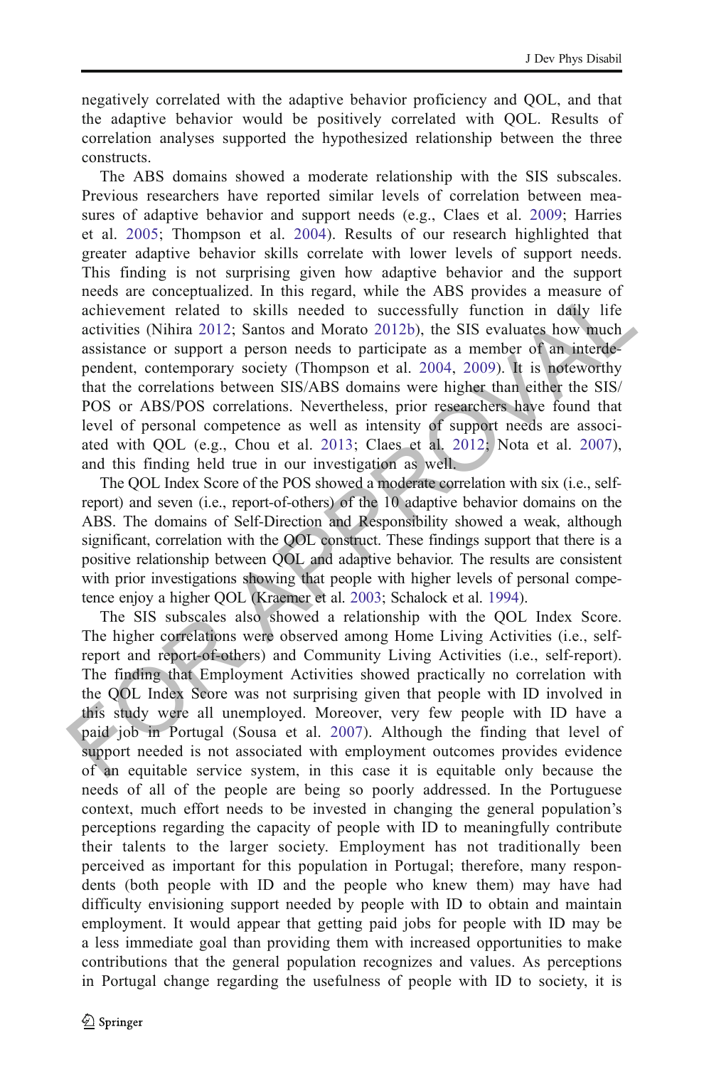negatively correlated with the adaptive behavior proficiency and QOL, and that the adaptive behavior would be positively correlated with QOL. Results of correlation analyses supported the hypothesized relationship between the three constructs.

The ABS domains showed a moderate relationship with the SIS subscales. Previous researchers have reported similar levels of correlation between measures of adaptive behavior and support needs (e.g., Claes et al. 2009; Harries et al. 2005; Thompson et al. 2004). Results of our research highlighted that greater adaptive behavior skills correlate with lower levels of support needs. This finding is not surprising given how adaptive behavior and the support needs are conceptualized. In this regard, while the ABS provides a measure of achievement related to skills needed to successfully function in daily life activities (Nihira 2012; Santos and Morato 2012b), the SIS evaluates how much assistance or support a person needs to participate as a member of an interdependent, contemporary society (Thompson et al. 2004, 2009). It is noteworthy that the correlations between SIS/ABS domains were higher than either the SIS/POS or ABS/POS correlations. Nevertheless, prior researchers have found that level of personal competence as well as intensity of support needs are associated with QOL (e.g., Chou et al. 2013; Claes et al. 2012; Nota et al. 2007), and this finding held true in our investigation as well.

The QOL Index Score of the POS showed a moderate correlation with six (i.e., self-report) and seven (i.e., report-of-others) of the 10 adaptive behavior domains on the ABS. The domains of Self-Direction and Responsibility showed a weak, although significant, correlation with the QOL construct. These findings support that there is a positive relationship between QOL and adaptive behavior. The results are consistent with prior investigations showing that people with higher levels of personal competence enjoy a higher QOL (Kraemer et al. 2003; Schalock et al. 1994).

The SIS subscales also showed a relationship with the QOL Index Score. The higher correlations were observed among Home Living Activities (i.e., self-report and report-of-others) and Community Living Activities (i.e., self-report). The finding that Employment Activities showed practically no correlation with the QOL Index Score was not surprising given that people with ID involved in this study were all unemployed. Moreover, very few people with ID have a paid job in Portugal (Sousa et al. 2007). Although the finding that level of support needed is not associated with employment outcomes provides evidence of an equitable service system, in this case it is equitable only because the needs of all of the people are being so poorly addressed. In the Portuguese context, much effort needs to be invested in changing the general population's perceptions regarding the capacity of people with ID to meaningfully contribute their talents to the larger society. Employment has not traditionally been perceived as important for this population in Portugal; therefore, many respondents (both people with ID and the people who knew them) may have had difficulty envisioning support needed by people with ID to obtain and maintain employment. It would appear that getting paid jobs for people with ID may be a less immediate goal than providing them with increased opportunities to make contributions that the general population recognizes and values. As perceptions in Portugal change regarding the usefulness of people with ID to society, it is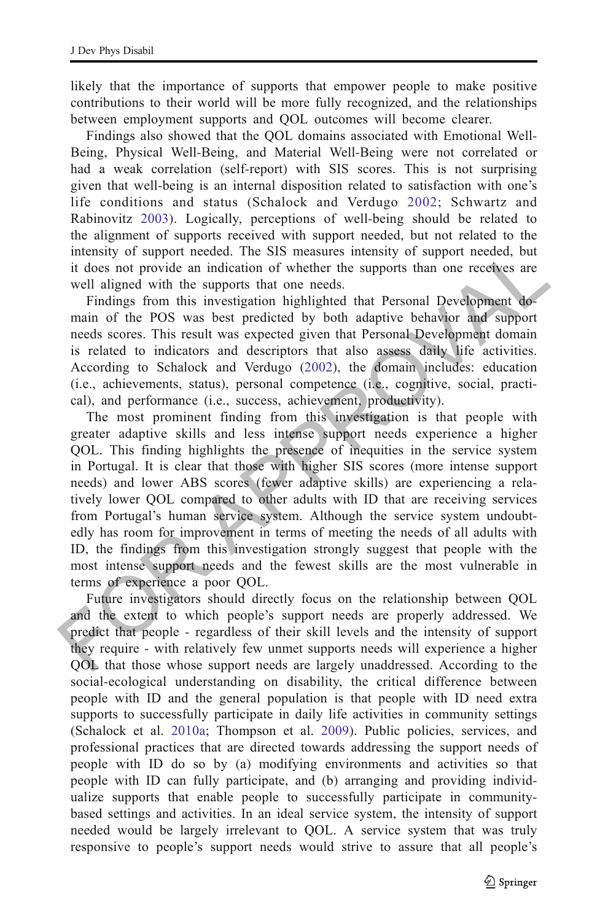likely that the importance of supports that empower people to make positive contributions to their world will be more fully recognized, and the relationships between employment supports and QOL outcomes will become clearer.

Findings also showed that the QOL domains associated with Emotional Well-Being, Physical Well-Being, and Material Well-Being were not correlated or had a weak correlation (self-report) with SIS scores. This is not surprising given that well-being is an internal disposition related to satisfaction with one's life conditions and status (Schalock and Verdugo 2002; Schwartz and Rabinovitz 2003). Logically, perceptions of well-being should be related to the alignment of supports received with support needed, but not related to the intensity of support needed. The SIS measures intensity of support needed, but it does not provide an indication of whether the supports than one receives are well aligned with the supports that one needs.

Findings from this investigation highlighted that Personal Development domain of the POS was best predicted by both adaptive behavior and support needs scores. This result was expected given that Personal Development domain is related to indicators and descriptors that also assess daily life activities. According to Schalock and Verdugo (2002), the domain includes: education (i.e., achievements, status), personal competence (i.e., cognitive, social, practical), and performance (i.e., success, achievement, productivity).

The most prominent finding from this investigation is that people with greater adaptive skills and less intense support needs experience a higher QOL. This finding highlights the presence of inequities in the service system in Portugal. It is clear that those with higher SIS scores (more intense support needs) and lower ABS scores (fewer adaptive skills) are experiencing a relatively lower QOL compared to other adults with ID that are receiving services from Portugal's human service system. Although the service system undoubtedly has room for improvement in terms of meeting the needs of all adults with ID, the findings from this investigation strongly suggest that people with the most intense support needs and the fewest skills are the most vulnerable in terms of experience a poor QOL.

Future investigators should directly focus on the relationship between QOL and the extent to which people's support needs are properly addressed. We predict that people - regardless of their skill levels and the intensity of support they require - with relatively few unmet supports needs will experience a higher QOL that those whose support needs are largely unaddressed. According to the social-ecological understanding on disability, the critical difference between people with ID and the general population is that people with ID need extra supports to successfully participate in daily life activities in community settings (Schalock et al. 2010a; Thompson et al. 2009). Public policies, services, and professional practices that are directed towards addressing the support needs of people with ID do so by (a) modifying environments and activities so that people with ID can fully participate, and (b) arranging and providing individualize supports that enable people to successfully participate in community-based settings and activities. In an ideal service system, the intensity of support needed would be largely irrelevant to QOL. A service system that was truly responsive to people's support needs would strive to assure that all people's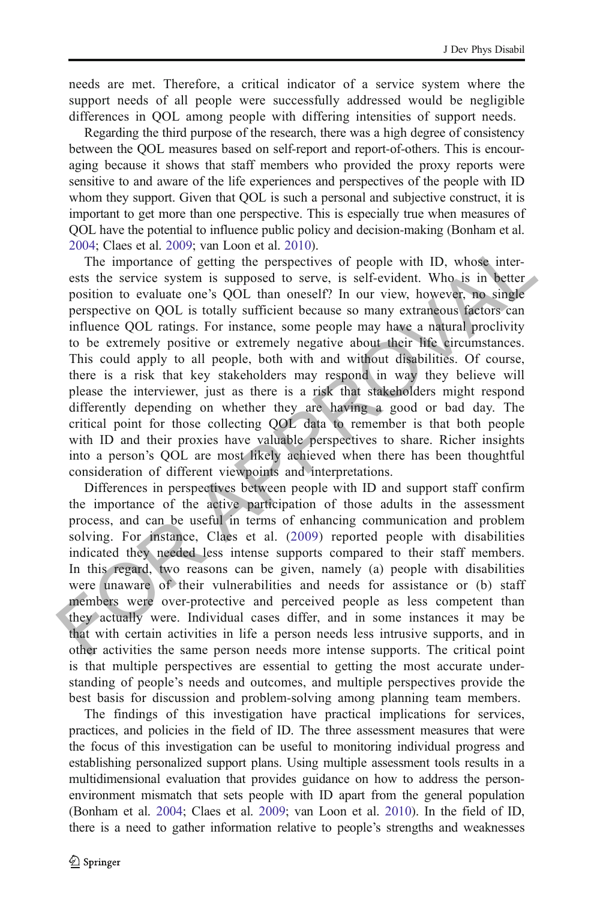needs are met. Therefore, a critical indicator of a service system where the support needs of all people were successfully addressed would be negligible differences in QOL among people with differing intensities of support needs.

Regarding the third purpose of the research, there was a high degree of consistency between the QOL measures based on self-report and report-of-others. This is encouraging because it shows that staff members who provided the proxy reports were sensitive to and aware of the life experiences and perspectives of the people with ID whom they support. Given that QOL is such a personal and subjective construct, it is important to get more than one perspective. This is especially true when measures of QOL have the potential to influence public policy and decision-making (Bonham et al. 2004; Claes et al. 2009; van Loon et al. 2010).

The importance of getting the perspectives of people with ID, whose interests the service system is supposed to serve, is self-evident. Who is in better position to evaluate one's QOL than oneself? In our view, however, no single perspective on QOL is totally sufficient because so many extraneous factors can influence QOL ratings. For instance, some people may have a natural proclivity to be extremely positive or extremely negative about their life circumstances. This could apply to all people, both with and without disabilities. Of course, there is a risk that key stakeholders may respond in way they believe will please the interviewer, just as there is a risk that stakeholders might respond differently depending on whether they are having a good or bad day. The critical point for those collecting QOL data to remember is that both people with ID and their proxies have valuable perspectives to share. Richer insights into a person's QOL are most likely achieved when there has been thoughtful consideration of different viewpoints and interpretations.

Differences in perspectives between people with ID and support staff confirm the importance of the active participation of those adults in the assessment process, and can be useful in terms of enhancing communication and problem solving. For instance, Claes et al. (2009) reported people with disabilities indicated they needed less intense supports compared to their staff members. In this regard, two reasons can be given, namely (a) people with disabilities were unaware of their vulnerabilities and needs for assistance or (b) staff members were over-protective and perceived people as less competent than they actually were. Individual cases differ, and in some instances it may be that with certain activities in life a person needs less intrusive supports, and in other activities the same person needs more intense supports. The critical point is that multiple perspectives are essential to getting the most accurate understanding of people's needs and outcomes, and multiple perspectives provide the best basis for discussion and problem-solving among planning team members.

The findings of this investigation have practical implications for services, practices, and policies in the field of ID. The three assessment measures that were the focus of this investigation can be useful to monitoring individual progress and establishing personalized support plans. Using multiple assessment tools results in a multidimensional evaluation that provides guidance on how to address the person-environment mismatch that sets people with ID apart from the general population (Bonham et al. 2004; Claes et al. 2009; van Loon et al. 2010). In the field of ID, there is a need to gather information relative to people's strengths and weaknesses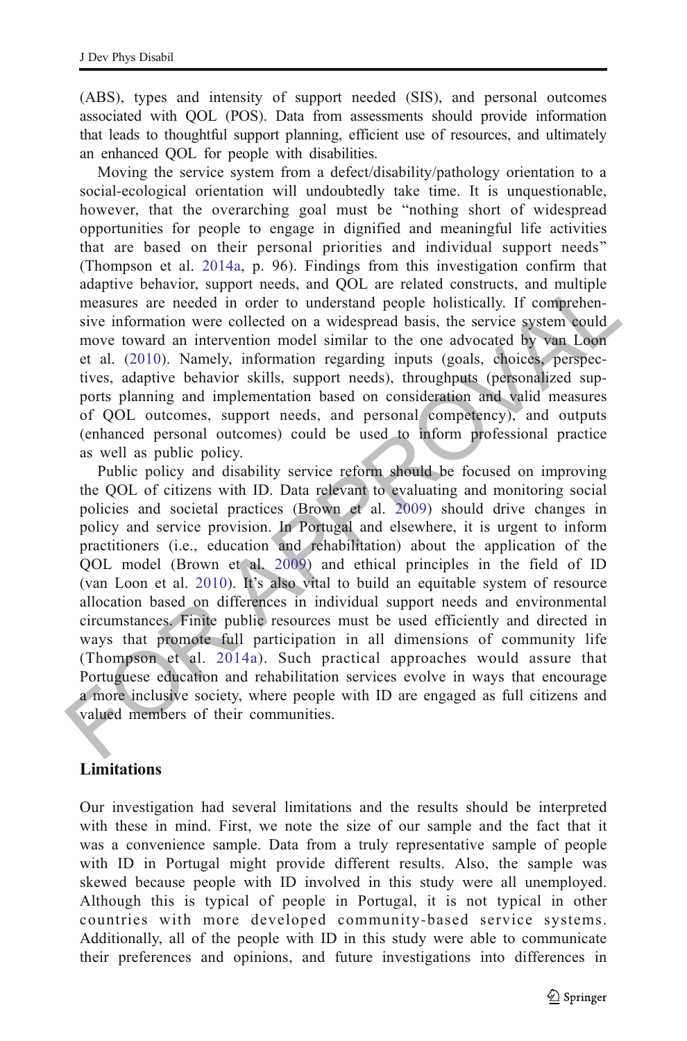(ABS), types and intensity of support needed (SIS), and personal outcomes associated with QOL (POS). Data from assessments should provide information that leads to thoughtful support planning, efficient use of resources, and ultimately an enhanced QOL for people with disabilities.

Moving the service system from a defect/disability/pathology orientation to a social-ecological orientation will undoubtedly take time. It is unquestionable, however, that the overarching goal must be "nothing short of widespread opportunities for people to engage in dignified and meaningful life activities that are based on their personal priorities and individual support needs" (Thompson et al. 2014a, p. 96). Findings from this investigation confirm that adaptive behavior, support needs, and QOL are related constructs, and multiple measures are needed in order to understand people holistically. If comprehensive information were collected on a widespread basis, the service system could move toward an intervention model similar to the one advocated by van Loon et al. (2010). Namely, information regarding inputs (goals, choices, perspectives, adaptive behavior skills, support needs), throughputs (personalized supports planning and implementation based on consideration and valid measures of QOL outcomes, support needs, and personal competency), and outputs (enhanced personal outcomes) could be used to inform professional practice as well as public policy.

Public policy and disability service reform should be focused on improving the QOL of citizens with ID. Data relevant to evaluating and monitoring social policies and societal practices (Brown et al. 2009) should drive changes in policy and service provision. In Portugal and elsewhere, it is urgent to inform practitioners (i.e., education and rehabilitation) about the application of the QOL model (Brown et al. 2009) and ethical principles in the field of ID (van Loon et al. 2010). It's also vital to build an equitable system of resource allocation based on differences in individual support needs and environmental circumstances. Finite public resources must be used efficiently and directed in ways that promote full participation in all dimensions of community life (Thompson et al. 2014a). Such practical approaches would assure that Portuguese education and rehabilitation services evolve in ways that encourage a more inclusive society, where people with ID are engaged as full citizens and valued members of their communities.

## Limitations

Our investigation had several limitations and the results should be interpreted with these in mind. First, we note the size of our sample and the fact that it was a convenience sample. Data from a truly representative sample of people with ID in Portugal might provide different results. Also, the sample was skewed because people with ID involved in this study were all unemployed. Although this is typical of people in Portugal, it is not typical in other countries with more developed community-based service systems. Additionally, all of the people with ID in this study were able to communicate their preferences and opinions, and future investigations into differences in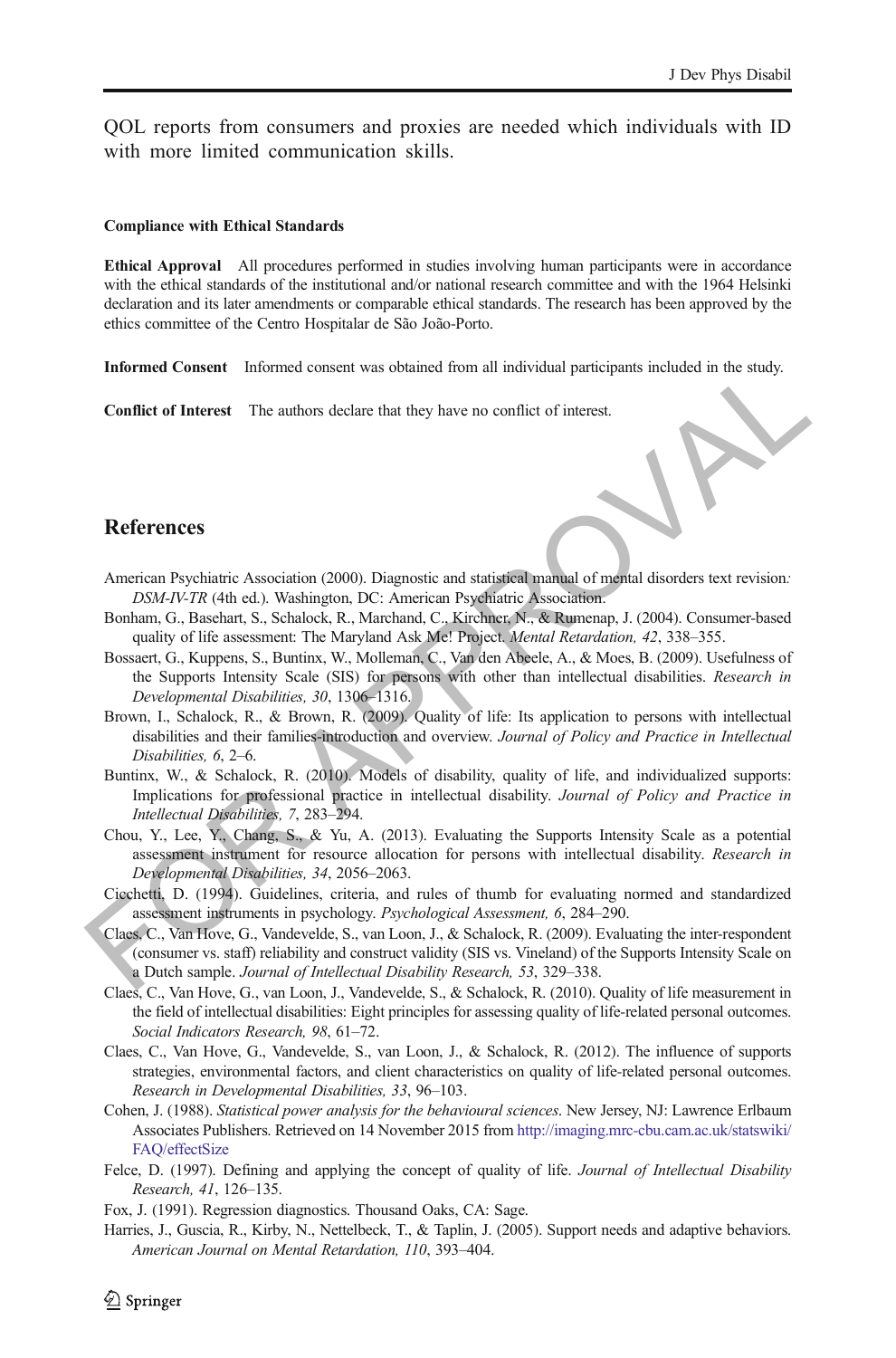QOL reports from consumers and proxies are needed which individuals with ID with more limited communication skills.

#### Compliance with Ethical Standards

**Ethical Approval** All procedures performed in studies involving human participants were in accordance with the ethical standards of the institutional and/or national research committee and with the 1964 Helsinki declaration and its later amendments or comparable ethical standards. The research has been approved by the ethics committee of the Centro Hospitalar de São João-Porto.

**Informed Consent** Informed consent was obtained from all individual participants included in the study.

**Conflict of Interest** The authors declare that they have no conflict of interest.

## References

American Psychiatric Association (2000). Diagnostic and statistical manual of mental disorders text revision*: DSM-IV-TR* (4th ed.). Washington, DC: American Psychiatric Association.

Bonham, G., Basehart, S., Schalock, R., Marchand, C., Kirchner, N., & Rumenap, J. (2004). Consumer-based quality of life assessment: The Maryland Ask Me! Project. *Mental Retardation, 42*, 338–355.

Bossaert, G., Kuppens, S., Buntinx, W., Molleman, C., Van den Abeele, A., & Moes, B. (2009). Usefulness of the Supports Intensity Scale (SIS) for persons with other than intellectual disabilities. *Research in Developmental Disabilities, 30*, 1306–1316.

Brown, I., Schalock, R., & Brown, R. (2009). Quality of life: Its application to persons with intellectual disabilities and their families-introduction and overview. *Journal of Policy and Practice in Intellectual Disabilities, 6*, 2–6.

Buntinx, W., & Schalock, R. (2010). Models of disability, quality of life, and individualized supports: Implications for professional practice in intellectual disability. *Journal of Policy and Practice in Intellectual Disabilities, 7*, 283–294.

Chou, Y., Lee, Y., Chang, S., & Yu, A. (2013). Evaluating the Supports Intensity Scale as a potential assessment instrument for resource allocation for persons with intellectual disability. *Research in Developmental Disabilities, 34*, 2056–2063.

Cicchetti, D. (1994). Guidelines, criteria, and rules of thumb for evaluating normed and standardized assessment instruments in psychology. *Psychological Assessment, 6*, 284–290.

Claes, C., Van Hove, G., Vandevelde, S., van Loon, J., & Schalock, R. (2009). Evaluating the inter-respondent (consumer vs. staff) reliability and construct validity (SIS vs. Vineland) of the Supports Intensity Scale on a Dutch sample. *Journal of Intellectual Disability Research, 53*, 329–338.

Claes, C., Van Hove, G., van Loon, J., Vandevelde, S., & Schalock, R. (2010). Quality of life measurement in the field of intellectual disabilities: Eight principles for assessing quality of life-related personal outcomes. *Social Indicators Research, 98*, 61–72.

Claes, C., Van Hove, G., Vandevelde, S., van Loon, J., & Schalock, R. (2012). The influence of supports strategies, environmental factors, and client characteristics on quality of life-related personal outcomes. *Research in Developmental Disabilities, 33*, 96–103.

Cohen, J. (1988). *Statistical power analysis for the behavioural sciences*. New Jersey, NJ: Lawrence Erlbaum Associates Publishers. Retrieved on 14 November 2015 from http://imaging.mrc-cbu.cam.ac.uk/statswiki/FAQ/effectSize

Felce, D. (1997). Defining and applying the concept of quality of life. *Journal of Intellectual Disability Research, 41*, 126–135.

Fox, J. (1991). Regression diagnostics. Thousand Oaks, CA: Sage.

Harries, J., Guscia, R., Kirby, N., Nettelbeck, T., & Taplin, J. (2005). Support needs and adaptive behaviors. *American Journal on Mental Retardation, 110*, 393–404.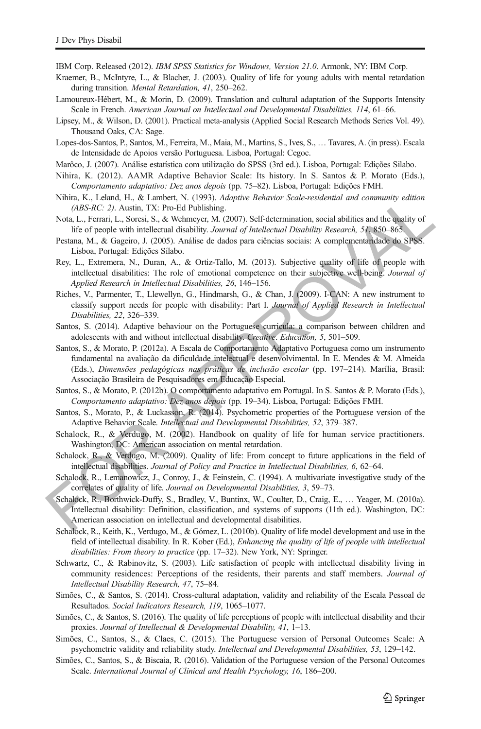IBM Corp. Released (2012). *IBM SPSS Statistics for Windows, Version 21.0*. Armonk, NY: IBM Corp.

Kraemer, B., McIntyre, L., & Blacher, J. (2003). Quality of life for young adults with mental retardation during transition. *Mental Retardation, 41*, 250–262.

Lamoureux-Hébert, M., & Morin, D. (2009). Translation and cultural adaptation of the Supports Intensity Scale in French. *American Journal on Intellectual and Developmental Disabilities, 114*, 61–66.

Lipsey, M., & Wilson, D. (2001). Practical meta-analysis (Applied Social Research Methods Series Vol. 49). Thousand Oaks, CA: Sage.

Lopes-dos-Santos, P., Santos, M., Ferreira, M., Maia, M., Martins, S., Ives, S., … Tavares, A. (in press). Escala de Intensidade de Apoios versão Portuguesa. Lisboa, Portugal: Cegoc.

Marôco, J. (2007). Análise estatística com utilização do SPSS (3rd ed.). Lisboa, Portugal: Edições Silabo.

Nihira, K. (2012). AAMR Adaptive Behavior Scale: Its history. In S. Santos & P. Morato (Eds.), *Comportamento adaptativo: Dez anos depois* (pp. 75–82). Lisboa, Portugal: Edições FMH.

Nihira, K., Leland, H., & Lambert, N. (1993). *Adaptive Behavior Scale-residential and community edition (ABS-RC: 2)*. Austin, TX: Pro-Ed Publishing.

Nota, L., Ferrari, L., Soresi, S., & Wehmeyer, M. (2007). Self-determination, social abilities and the quality of life of people with intellectual disability. *Journal of Intellectual Disability Research, 51*, 850–865.

Pestana, M., & Gageiro, J. (2005). Análise de dados para ciências sociais: A complementaridade do SPSS. Lisboa, Portugal: Edições Sílabo.

Rey, L., Extremera, N., Duran, A., & Ortiz-Tallo, M. (2013). Subjective quality of life of people with intellectual disabilities: The role of emotional competence on their subjective well-being. *Journal of Applied Research in Intellectual Disabilities, 26*, 146–156.

Riches, V., Parmenter, T., Llewellyn, G., Hindmarsh, G., & Chan, J. (2009). I-CAN: A new instrument to classify support needs for people with disability: Part I. *Journal of Applied Research in Intellectual Disabilities, 22*, 326–339.

Santos, S. (2014). Adaptive behaviour on the Portuguese curricula: a comparison between children and adolescents with and without intellectual disability. *Creative. Education, 5*, 501–509.

Santos, S., & Morato, P. (2012a). A Escala de Comportamento Adaptativo Portuguesa como um instrumento fundamental na avaliação da dificuldade intelectual e desenvolvimental. In E. Mendes & M. Almeida (Eds.), *Dimensões pedagógicas nas práticas de inclusão escolar* (pp. 197–214). Marília, Brasil: Associação Brasileira de Pesquisadores em Educação Especial.

Santos, S., & Morato, P. (2012b). O comportamento adaptativo em Portugal. In S. Santos & P. Morato (Eds.), *Comportamento adaptativo: Dez anos depois* (pp. 19–34). Lisboa, Portugal: Edições FMH.

Santos, S., Morato, P., & Luckasson, R. (2014). Psychometric properties of the Portuguese version of the Adaptive Behavior Scale. *Intellectual and Developmental Disabilities, 52*, 379–387.

Schalock, R., & Verdugo, M. (2002). Handbook on quality of life for human service practitioners. Washington, DC: American association on mental retardation.

Schalock, R., & Verdugo, M. (2009). Quality of life: From concept to future applications in the field of intellectual disabilities. *Journal of Policy and Practice in Intellectual Disabilities, 6*, 62–64.

Schalock, R., Lemanowicz, J., Conroy, J., & Feinstein, C. (1994). A multivariate investigative study of the correlates of quality of life. *Journal on Developmental Disabilities, 3*, 59–73.

Schalock, R., Borthwick-Duffy, S., Bradley, V., Buntinx, W., Coulter, D., Craig, E., … Yeager, M. (2010a). Intellectual disability: Definition, classification, and systems of supports (11th ed.). Washington, DC: American association on intellectual and developmental disabilities.

Schalock, R., Keith, K., Verdugo, M., & Gómez, L. (2010b). Quality of life model development and use in the field of intellectual disability. In R. Kober (Ed.), *Enhancing the quality of life of people with intellectual disabilities: From theory to practice* (pp. 17–32). New York, NY: Springer.

Schwartz, C., & Rabinovitz, S. (2003). Life satisfaction of people with intellectual disability living in community residences: Perceptions of the residents, their parents and staff members. *Journal of Intellectual Disability Research, 47*, 75–84.

Simões, C., & Santos, S. (2014). Cross-cultural adaptation, validity and reliability of the Escala Pessoal de Resultados. *Social Indicators Research, 119*, 1065–1077.

Simões, C., & Santos, S. (2016). The quality of life perceptions of people with intellectual disability and their proxies. *Journal of Intellectual & Developmental Disability, 41*, 1–13.

Simões, C., Santos, S., & Claes, C. (2015). The Portuguese version of Personal Outcomes Scale: A psychometric validity and reliability study. *Intellectual and Developmental Disabilities, 53*, 129–142.

Simões, C., Santos, S., & Biscaia, R. (2016). Validation of the Portuguese version of the Personal Outcomes Scale. *International Journal of Clinical and Health Psychology, 16*, 186–200.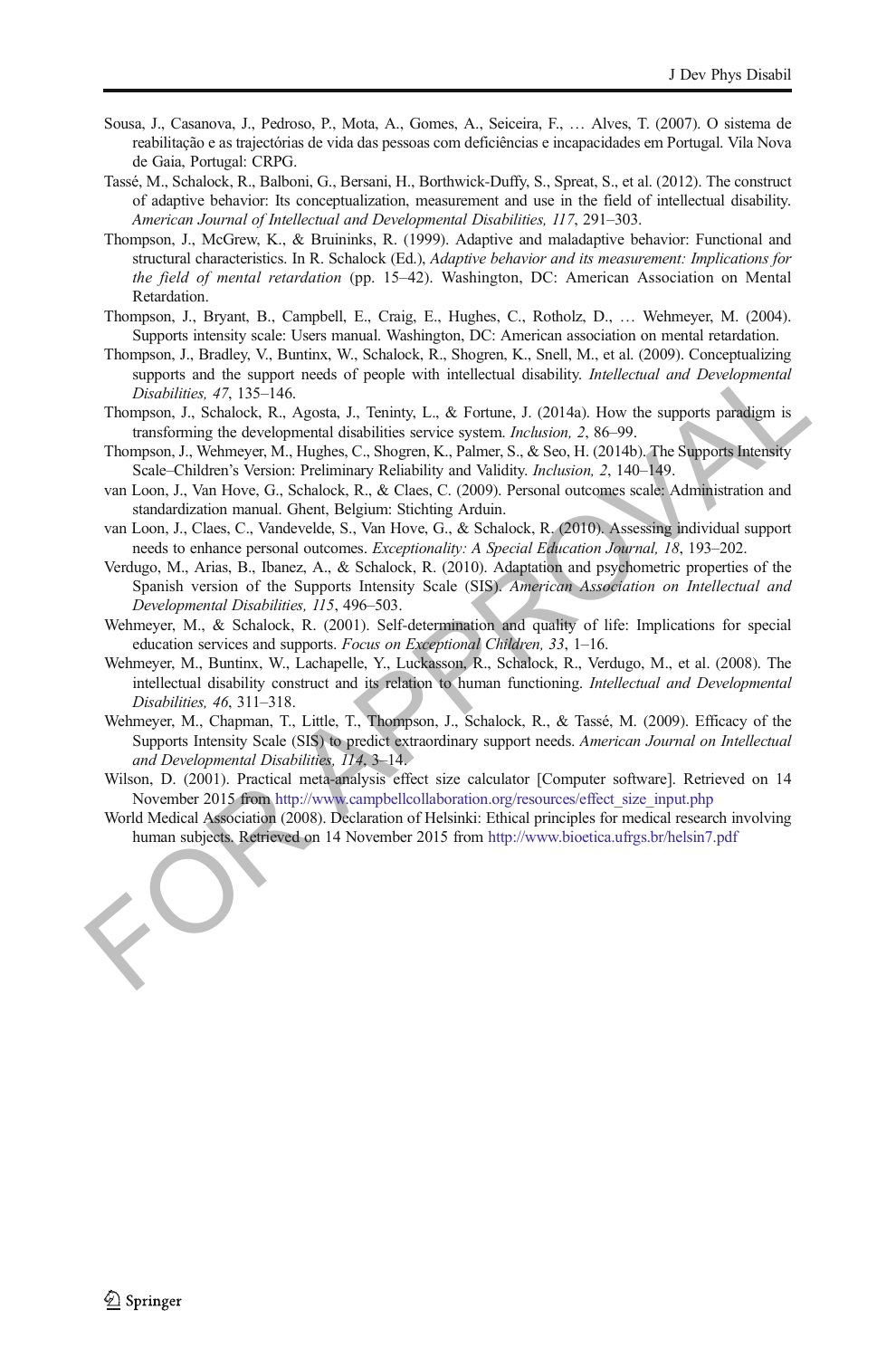Sousa, J., Casanova, J., Pedroso, P., Mota, A., Gomes, A., Seiceira, F., … Alves, T. (2007). O sistema de reabilitação e as trajectórias de vida das pessoas com deficiências e incapacidades em Portugal. Vila Nova de Gaia, Portugal: CRPG.

Tassé, M., Schalock, R., Balboni, G., Bersani, H., Borthwick-Duffy, S., Spreat, S., et al. (2012). The construct of adaptive behavior: Its conceptualization, measurement and use in the field of intellectual disability. *American Journal of Intellectual and Developmental Disabilities, 117*, 291–303.

Thompson, J., McGrew, K., & Bruininks, R. (1999). Adaptive and maladaptive behavior: Functional and structural characteristics. In R. Schalock (Ed.), *Adaptive behavior and its measurement: Implications for the field of mental retardation* (pp. 15–42). Washington, DC: American Association on Mental Retardation.

Thompson, J., Bryant, B., Campbell, E., Craig, E., Hughes, C., Rotholz, D., … Wehmeyer, M. (2004). Supports intensity scale: Users manual. Washington, DC: American association on mental retardation.

Thompson, J., Bradley, V., Buntinx, W., Schalock, R., Shogren, K., Snell, M., et al. (2009). Conceptualizing supports and the support needs of people with intellectual disability. *Intellectual and Developmental Disabilities, 47*, 135–146.

Thompson, J., Schalock, R., Agosta, J., Teninty, L., & Fortune, J. (2014a). How the supports paradigm is transforming the developmental disabilities service system. *Inclusion, 2*, 86–99.

Thompson, J., Wehmeyer, M., Hughes, C., Shogren, K., Palmer, S., & Seo, H. (2014b). The Supports Intensity Scale–Children's Version: Preliminary Reliability and Validity. *Inclusion, 2*, 140–149.

van Loon, J., Van Hove, G., Schalock, R., & Claes, C. (2009). Personal outcomes scale: Administration and standardization manual. Ghent, Belgium: Stichting Arduin.

van Loon, J., Claes, C., Vandevelde, S., Van Hove, G., & Schalock, R. (2010). Assessing individual support needs to enhance personal outcomes. *Exceptionality: A Special Education Journal, 18*, 193–202.

Verdugo, M., Arias, B., Ibanez, A., & Schalock, R. (2010). Adaptation and psychometric properties of the Spanish version of the Supports Intensity Scale (SIS). *American Association on Intellectual and Developmental Disabilities, 115*, 496–503.

Wehmeyer, M., & Schalock, R. (2001). Self-determination and quality of life: Implications for special education services and supports. *Focus on Exceptional Children, 33*, 1–16.

Wehmeyer, M., Buntinx, W., Lachapelle, Y., Luckasson, R., Schalock, R., Verdugo, M., et al. (2008). The intellectual disability construct and its relation to human functioning. *Intellectual and Developmental Disabilities, 46*, 311–318.

Wehmeyer, M., Chapman, T., Little, T., Thompson, J., Schalock, R., & Tassé, M. (2009). Efficacy of the Supports Intensity Scale (SIS) to predict extraordinary support needs. *American Journal on Intellectual and Developmental Disabilities, 114*, 3–14.

Wilson, D. (2001). Practical meta-analysis effect size calculator [Computer software]. Retrieved on 14 November 2015 from http://www.campbellcollaboration.org/resources/effect_size_input.php

World Medical Association (2008). Declaration of Helsinki: Ethical principles for medical research involving human subjects. Retrieved on 14 November 2015 from http://www.bioetica.ufrgs.br/helsin7.pdf